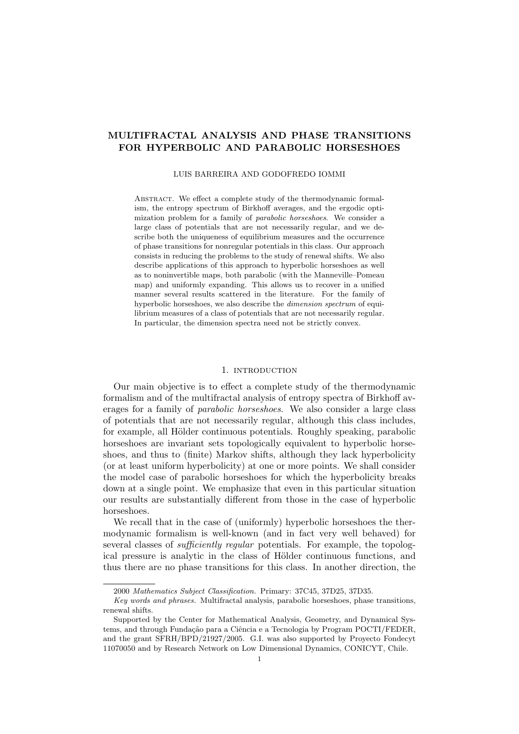# MULTIFRACTAL ANALYSIS AND PHASE TRANSITIONS FOR HYPERBOLIC AND PARABOLIC HORSESHOES

LUIS BARREIRA AND GODOFREDO IOMMI

Abstract. We effect a complete study of the thermodynamic formalism, the entropy spectrum of Birkhoff averages, and the ergodic optimization problem for a family of *parabolic horseshoes*. We consider a large class of potentials that are not necessarily regular, and we describe both the uniqueness of equilibrium measures and the occurrence of phase transitions for nonregular potentials in this class. Our approach consists in reducing the problems to the study of renewal shifts. We also describe applications of this approach to hyperbolic horseshoes as well as to noninvertible maps, both parabolic (with the Manneville–Pomeau map) and uniformly expanding. This allows us to recover in a unified manner several results scattered in the literature. For the family of hyperbolic horseshoes, we also describe the *dimension spectrum* of equilibrium measures of a class of potentials that are not necessarily regular. In particular, the dimension spectra need not be strictly convex.

## 1. introduction

Our main objective is to effect a complete study of the thermodynamic formalism and of the multifractal analysis of entropy spectra of Birkhoff averages for a family of *parabolic horseshoes*. We also consider a large class of potentials that are not necessarily regular, although this class includes, for example, all Hölder continuous potentials. Roughly speaking, parabolic horseshoes are invariant sets topologically equivalent to hyperbolic horseshoes, and thus to (finite) Markov shifts, although they lack hyperbolicity (or at least uniform hyperbolicity) at one or more points. We shall consider the model case of parabolic horseshoes for which the hyperbolicity breaks down at a single point. We emphasize that even in this particular situation our results are substantially different from those in the case of hyperbolic horseshoes.

We recall that in the case of (uniformly) hyperbolic horseshoes the thermodynamic formalism is well-known (and in fact very well behaved) for several classes of *sufficiently regular* potentials. For example, the topological pressure is analytic in the class of Hölder continuous functions, and thus there are no phase transitions for this class. In another direction, the

---

2000 *Mathematics Subject Classification.* Primary: 37C45, 37D25, 37D35.

*Key words and phrases.* Multifractal analysis, parabolic horseshoes, phase transitions, renewal shifts.

Supported by the Center for Mathematical Analysis, Geometry, and Dynamical Systems, and through Fundação para a Ciência e a Tecnologia by Program POCTI/FEDER, and the grant SFRH/BPD/21927/2005. G.I. was also supported by Proyecto Fondecyt 11070050 and by Research Network on Low Dimensional Dynamics, CONICYT, Chile.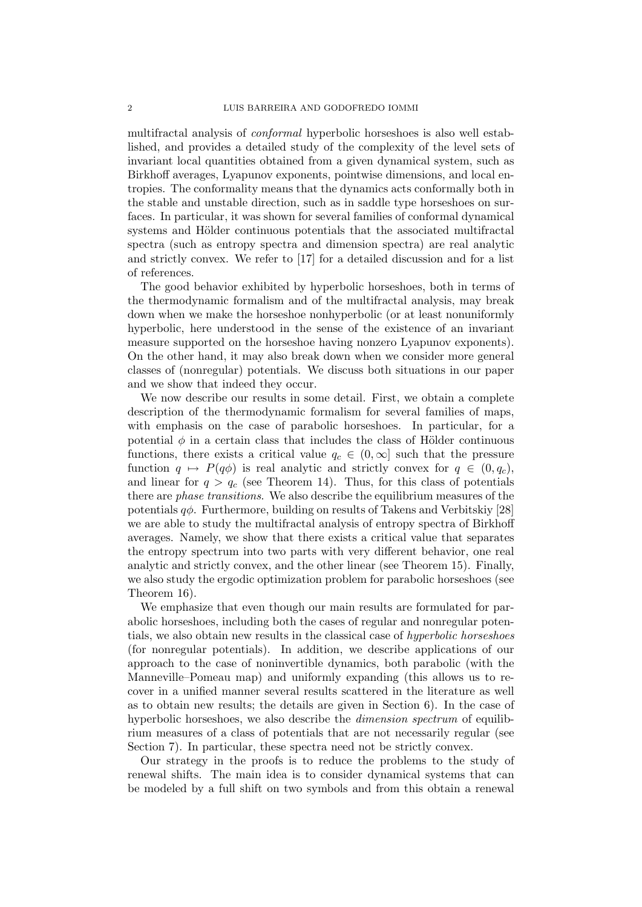multifractal analysis of *conformal* hyperbolic horseshoes is also well established, and provides a detailed study of the complexity of the level sets of invariant local quantities obtained from a given dynamical system, such as Birkhoff averages, Lyapunov exponents, pointwise dimensions, and local entropies. The conformality means that the dynamics acts conformally both in the stable and unstable direction, such as in saddle type horseshoes on surfaces. In particular, it was shown for several families of conformal dynamical systems and Hölder continuous potentials that the associated multifractal spectra (such as entropy spectra and dimension spectra) are real analytic and strictly convex. We refer to [17] for a detailed discussion and for a list of references.

The good behavior exhibited by hyperbolic horseshoes, both in terms of the thermodynamic formalism and of the multifractal analysis, may break down when we make the horseshoe nonhyperbolic (or at least nonuniformly hyperbolic, here understood in the sense of the existence of an invariant measure supported on the horseshoe having nonzero Lyapunov exponents). On the other hand, it may also break down when we consider more general classes of (nonregular) potentials. We discuss both situations in our paper and we show that indeed they occur.

We now describe our results in some detail. First, we obtain a complete description of the thermodynamic formalism for several families of maps, with emphasis on the case of parabolic horseshoes. In particular, for a potential $\phi$ in a certain class that includes the class of Hölder continuous functions, there exists a critical value $q_c \in (0, \infty]$ such that the pressure function $q \mapsto P(q\phi)$ is real analytic and strictly convex for $q \in (0, q_c)$, and linear for $q > q_c$ (see Theorem 14). Thus, for this class of potentials there are *phase transitions*. We also describe the equilibrium measures of the potentials $q\phi$. Furthermore, building on results of Takens and Verbitskiy [28] we are able to study the multifractal analysis of entropy spectra of Birkhoff averages. Namely, we show that there exists a critical value that separates the entropy spectrum into two parts with very different behavior, one real analytic and strictly convex, and the other linear (see Theorem 15). Finally, we also study the ergodic optimization problem for parabolic horseshoes (see Theorem 16).

We emphasize that even though our main results are formulated for parabolic horseshoes, including both the cases of regular and nonregular potentials, we also obtain new results in the classical case of *hyperbolic horseshoes* (for nonregular potentials). In addition, we describe applications of our approach to the case of noninvertible dynamics, both parabolic (with the Manneville–Pomeau map) and uniformly expanding (this allows us to recover in a unified manner several results scattered in the literature as well as to obtain new results; the details are given in Section 6). In the case of hyperbolic horseshoes, we also describe the *dimension spectrum* of equilibrium measures of a class of potentials that are not necessarily regular (see Section 7). In particular, these spectra need not be strictly convex.

Our strategy in the proofs is to reduce the problems to the study of renewal shifts. The main idea is to consider dynamical systems that can be modeled by a full shift on two symbols and from this obtain a renewal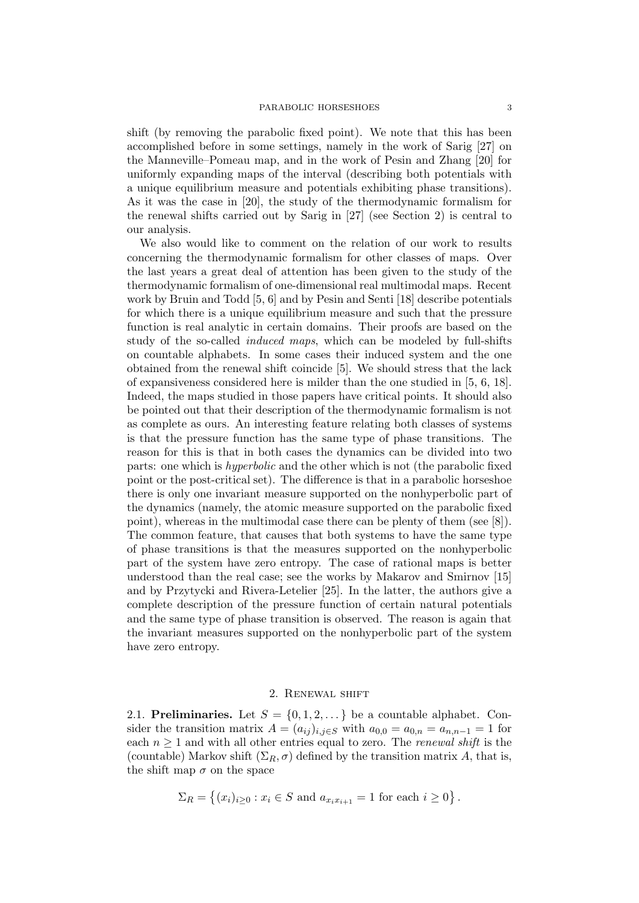shift (by removing the parabolic fixed point). We note that this has been accomplished before in some settings, namely in the work of Sarig [27] on the Manneville–Pomeau map, and in the work of Pesin and Zhang [20] for uniformly expanding maps of the interval (describing both potentials with a unique equilibrium measure and potentials exhibiting phase transitions). As it was the case in [20], the study of the thermodynamic formalism for the renewal shifts carried out by Sarig in [27] (see Section 2) is central to our analysis.

We also would like to comment on the relation of our work to results concerning the thermodynamic formalism for other classes of maps. Over the last years a great deal of attention has been given to the study of the thermodynamic formalism of one-dimensional real multimodal maps. Recent work by Bruin and Todd [5, 6] and by Pesin and Senti [18] describe potentials for which there is a unique equilibrium measure and such that the pressure function is real analytic in certain domains. Their proofs are based on the study of the so-called *induced maps*, which can be modeled by full-shifts on countable alphabets. In some cases their induced system and the one obtained from the renewal shift coincide [5]. We should stress that the lack of expansiveness considered here is milder than the one studied in [5, 6, 18]. Indeed, the maps studied in those papers have critical points. It should also be pointed out that their description of the thermodynamic formalism is not as complete as ours. An interesting feature relating both classes of systems is that the pressure function has the same type of phase transitions. The reason for this is that in both cases the dynamics can be divided into two parts: one which is *hyperbolic* and the other which is not (the parabolic fixed point or the post-critical set). The difference is that in a parabolic horseshoe there is only one invariant measure supported on the nonhyperbolic part of the dynamics (namely, the atomic measure supported on the parabolic fixed point), whereas in the multimodal case there can be plenty of them (see [8]). The common feature, that causes that both systems to have the same type of phase transitions is that the measures supported on the nonhyperbolic part of the system have zero entropy. The case of rational maps is better understood than the real case; see the works by Makarov and Smirnov [15] and by Przytycki and Rivera-Letelier [25]. In the latter, the authors give a complete description of the pressure function of certain natural potentials and the same type of phase transition is observed. The reason is again that the invariant measures supported on the nonhyperbolic part of the system have zero entropy.

## 2. Renewal shift

**2.1. Preliminaries.** Let $S = \{0, 1, 2, \dots\}$ be a countable alphabet. Consider the transition matrix $A = (a_{ij})_{i,j \in S}$ with $a_{0,0} = a_{0,n} = a_{n,n-1} = 1$ for each $n \geq 1$ and with all other entries equal to zero. The *renewal shift* is the (countable) Markov shift $(\Sigma_R, \sigma)$ defined by the transition matrix $A$, that is, the shift map $\sigma$ on the space

$$\Sigma_R = \left\{ (x_i)_{i \geq 0} : x_i \in S \text{ and } a_{x_i x_{i+1}} = 1 \text{ for each } i \geq 0 \right\}.$$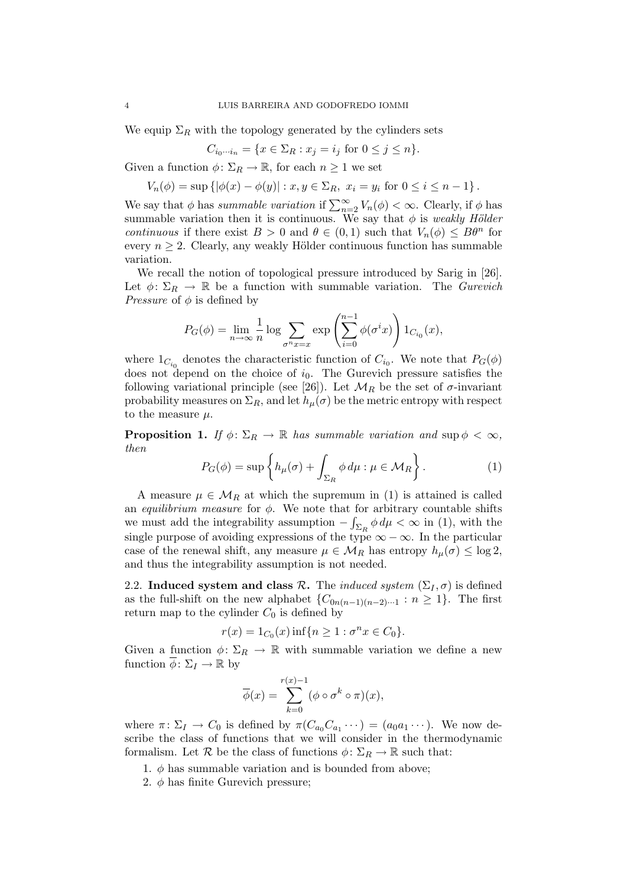We equip $\Sigma_R$ with the topology generated by the cylinders sets

$$C_{i_0\cdots i_n} = \{x \in \Sigma_R : x_j = i_j \text{ for } 0 \leq j \leq n\}.$$

Given a function $\phi\colon \Sigma_R \to \mathbb{R}$, for each $n \geq 1$ we set

$$V_n(\phi) = \sup\left\{|\phi(x) - \phi(y)| : x, y \in \Sigma_R,\ x_i = y_i \text{ for } 0 \leq i \leq n-1\right\}.$$

We say that $\phi$ has *summable variation* if $\sum_{n=2}^{\infty} V_n(\phi) < \infty$. Clearly, if $\phi$ has summable variation then it is continuous. We say that $\phi$ is *weakly Hölder continuous* if there exist $B > 0$ and $\theta \in (0,1)$ such that $V_n(\phi) \leq B\theta^n$ for every $n \geq 2$. Clearly, any weakly Hölder continuous function has summable variation.

We recall the notion of topological pressure introduced by Sarig in [26]. Let $\phi\colon \Sigma_R \to \mathbb{R}$ be a function with summable variation. The *Gurevich Pressure* of $\phi$ is defined by

$$P_G(\phi) = \lim_{n\to\infty} \frac{1}{n} \log \sum_{\sigma^n x = x} \exp\left(\sum_{i=0}^{n-1} \phi(\sigma^i x)\right) 1_{C_{i_0}}(x),$$

where $1_{C_{i_0}}$ denotes the characteristic function of $C_{i_0}$. We note that $P_G(\phi)$ does not depend on the choice of $i_0$. The Gurevich pressure satisfies the following variational principle (see [26]). Let $\mathcal{M}_R$ be the set of $\sigma$-invariant probability measures on $\Sigma_R$, and let $h_\mu(\sigma)$ be the metric entropy with respect to the measure $\mu$.

**Proposition 1.** *If $\phi\colon \Sigma_R \to \mathbb{R}$ has summable variation and $\sup\phi < \infty$, then*

$$P_G(\phi) = \sup\left\{h_\mu(\sigma) + \int_{\Sigma_R} \phi \, d\mu : \mu \in \mathcal{M}_R\right\}. \tag{1}$$

A measure $\mu \in \mathcal{M}_R$ at which the supremum in (1) is attained is called an *equilibrium measure* for $\phi$. We note that for arbitrary countable shifts we must add the integrability assumption $-\int_{\Sigma_R} \phi \, d\mu < \infty$ in (1), with the single purpose of avoiding expressions of the type $\infty - \infty$. In the particular case of the renewal shift, any measure $\mu \in \mathcal{M}_R$ has entropy $h_\mu(\sigma) \leq \log 2$, and thus the integrability assumption is not needed.

### 2.2. Induced system and class $\mathcal{R}$.

The *induced system* $(\Sigma_I, \sigma)$ is defined as the full-shift on the new alphabet $\{C_{0n(n-1)(n-2)\cdots 1} : n \geq 1\}$. The first return map to the cylinder $C_0$ is defined by

$$r(x) = 1_{C_0}(x) \inf\{n \geq 1 : \sigma^n x \in C_0\}.$$

Given a function $\phi\colon \Sigma_R \to \mathbb{R}$ with summable variation we define a new function $\overline{\phi}\colon \Sigma_I \to \mathbb{R}$ by

$$\overline{\phi}(x) = \sum_{k=0}^{r(x)-1} (\phi \circ \sigma^k \circ \pi)(x),$$

where $\pi\colon \Sigma_I \to C_0$ is defined by $\pi(C_{a_0}C_{a_1}\cdots) = (a_0 a_1 \cdots)$. We now describe the class of functions that we will consider in the thermodynamic formalism. Let $\mathcal{R}$ be the class of functions $\phi\colon \Sigma_R \to \mathbb{R}$ such that:

1. $\phi$ has summable variation and is bounded from above;
2. $\phi$ has finite Gurevich pressure;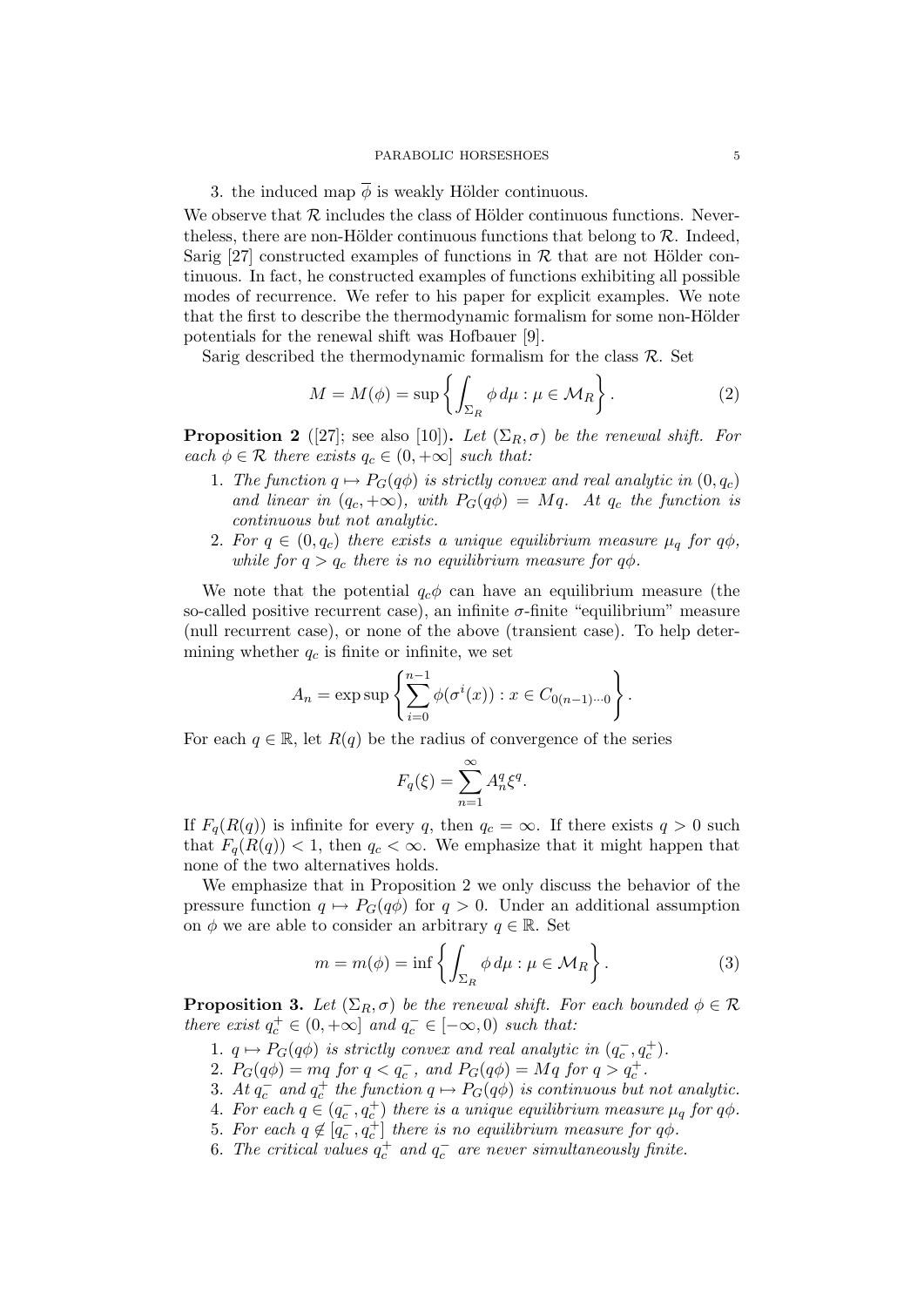3. the induced map $\overline{\phi}$ is weakly Hölder continuous.

We observe that $\mathcal{R}$ includes the class of Hölder continuous functions. Nevertheless, there are non-Hölder continuous functions that belong to $\mathcal{R}$. Indeed, Sarig [27] constructed examples of functions in $\mathcal{R}$ that are not Hölder continuous. In fact, he constructed examples of functions exhibiting all possible modes of recurrence. We refer to his paper for explicit examples. We note that the first to describe the thermodynamic formalism for some non-Hölder potentials for the renewal shift was Hofbauer [9].

Sarig described the thermodynamic formalism for the class $\mathcal{R}$. Set

$$M = M(\phi) = \sup \left\{ \int_{\Sigma_R} \phi \, d\mu : \mu \in \mathcal{M}_R \right\}. \tag{2}$$

**Proposition 2** ([27]; see also [10])**.** *Let $(\Sigma_R, \sigma)$ be the renewal shift. For each $\phi \in \mathcal{R}$ there exists $q_c \in (0, +\infty]$ such that:*

1. *The function $q \mapsto P_G(q\phi)$ is strictly convex and real analytic in $(0, q_c)$ and linear in $(q_c, +\infty)$, with $P_G(q\phi) = Mq$. At $q_c$ the function is continuous but not analytic.*
2. *For $q \in (0, q_c)$ there exists a unique equilibrium measure $\mu_q$ for $q\phi$, while for $q > q_c$ there is no equilibrium measure for $q\phi$.*

We note that the potential $q_c\phi$ can have an equilibrium measure (the so-called positive recurrent case), an infinite $\sigma$-finite "equilibrium" measure (null recurrent case), or none of the above (transient case). To help determining whether $q_c$ is finite or infinite, we set

$$A_n = \exp \sup \left\{ \sum_{i=0}^{n-1} \phi(\sigma^i(x)) : x \in C_{0(n-1)\cdots 0} \right\}.$$

For each $q \in \mathbb{R}$, let $R(q)$ be the radius of convergence of the series

$$F_q(\xi) = \sum_{n=1}^{\infty} A_n^q \xi^q.$$

If $F_q(R(q))$ is infinite for every $q$, then $q_c = \infty$. If there exists $q > 0$ such that $F_q(R(q)) < 1$, then $q_c < \infty$. We emphasize that it might happen that none of the two alternatives holds.

We emphasize that in Proposition 2 we only discuss the behavior of the pressure function $q \mapsto P_G(q\phi)$ for $q > 0$. Under an additional assumption on $\phi$ we are able to consider an arbitrary $q \in \mathbb{R}$. Set

$$m = m(\phi) = \inf \left\{ \int_{\Sigma_R} \phi \, d\mu : \mu \in \mathcal{M}_R \right\}. \tag{3}$$

**Proposition 3.** *Let $(\Sigma_R, \sigma)$ be the renewal shift. For each bounded $\phi \in \mathcal{R}$ there exist $q_c^+ \in (0, +\infty]$ and $q_c^- \in [-\infty, 0)$ such that:*

1. *$q \mapsto P_G(q\phi)$ is strictly convex and real analytic in $(q_c^-, q_c^+)$.*
2. *$P_G(q\phi) = mq$ for $q < q_c^-$, and $P_G(q\phi) = Mq$ for $q > q_c^+$.*
3. *At $q_c^-$ and $q_c^+$ the function $q \mapsto P_G(q\phi)$ is continuous but not analytic.*
4. *For each $q \in (q_c^-, q_c^+)$ there is a unique equilibrium measure $\mu_q$ for $q\phi$.*
5. *For each $q \notin [q_c^-, q_c^+]$ there is no equilibrium measure for $q\phi$.*
6. *The critical values $q_c^+$ and $q_c^-$ are never simultaneously finite.*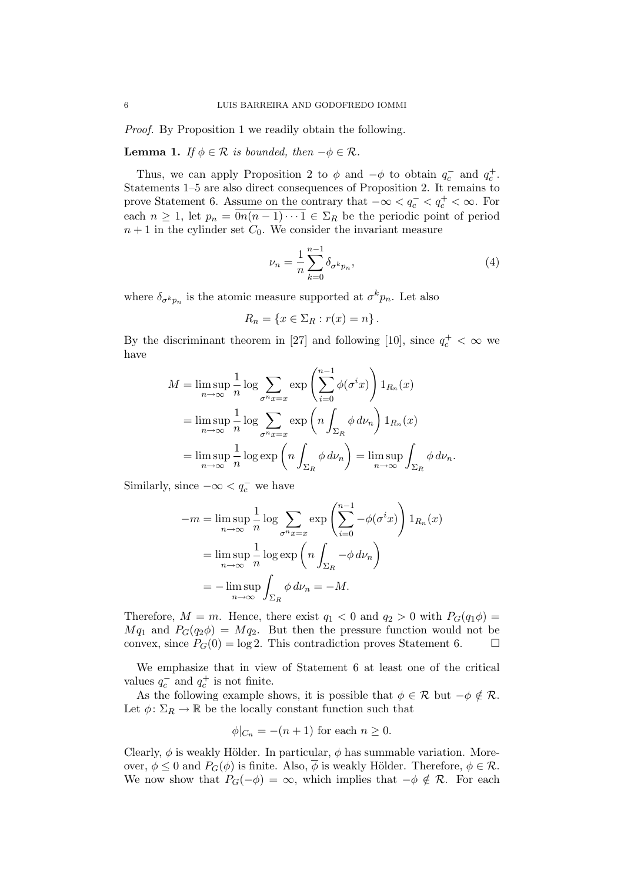*Proof.* By Proposition 1 we readily obtain the following.

**Lemma 1.** *If $\phi \in \mathcal{R}$ is bounded, then $-\phi \in \mathcal{R}$.*

Thus, we can apply Proposition 2 to $\phi$ and $-\phi$ to obtain $q_c^-$ and $q_c^+$. Statements 1–5 are also direct consequences of Proposition 2. It remains to prove Statement 6. Assume on the contrary that $-\infty < q_c^- < q_c^+ < \infty$. For each $n \geq 1$, let $p_n = \overline{0n(n-1)\cdots 1} \in \Sigma_R$ be the periodic point of period $n+1$ in the cylinder set $C_0$. We consider the invariant measure

$$\nu_n = \frac{1}{n}\sum_{k=0}^{n-1} \delta_{\sigma^k p_n}, \tag{4}$$

where $\delta_{\sigma^k p_n}$ is the atomic measure supported at $\sigma^k p_n$. Let also

$$R_n = \{x \in \Sigma_R : r(x) = n\}.$$

By the discriminant theorem in [27] and following [10], since $q_c^+ < \infty$ we have

$$\begin{aligned}
M &= \limsup_{n\to\infty} \frac{1}{n} \log \sum_{\sigma^n x = x} \exp\left(\sum_{i=0}^{n-1} \phi(\sigma^i x)\right) 1_{R_n}(x) \\
&= \limsup_{n\to\infty} \frac{1}{n} \log \sum_{\sigma^n x = x} \exp\left(n \int_{\Sigma_R} \phi \, d\nu_n\right) 1_{R_n}(x) \\
&= \limsup_{n\to\infty} \frac{1}{n} \log \exp\left(n \int_{\Sigma_R} \phi \, d\nu_n\right) = \limsup_{n\to\infty} \int_{\Sigma_R} \phi \, d\nu_n.
\end{aligned}$$

Similarly, since $-\infty < q_c^-$ we have

$$\begin{aligned}
-m &= \limsup_{n\to\infty} \frac{1}{n} \log \sum_{\sigma^n x = x} \exp\left(\sum_{i=0}^{n-1} -\phi(\sigma^i x)\right) 1_{R_n}(x) \\
&= \limsup_{n\to\infty} \frac{1}{n} \log \exp\left(n \int_{\Sigma_R} -\phi \, d\nu_n\right) \\
&= -\limsup_{n\to\infty} \int_{\Sigma_R} \phi \, d\nu_n = -M.
\end{aligned}$$

Therefore, $M = m$. Hence, there exist $q_1 < 0$ and $q_2 > 0$ with $P_G(q_1\phi) = Mq_1$ and $P_G(q_2\phi) = Mq_2$. But then the pressure function would not be convex, since $P_G(0) = \log 2$. This contradiction proves Statement 6. $\square$

We emphasize that in view of Statement 6 at least one of the critical values $q_c^-$ and $q_c^+$ is not finite.

As the following example shows, it is possible that $\phi \in \mathcal{R}$ but $-\phi \notin \mathcal{R}$. Let $\phi \colon \Sigma_R \to \mathbb{R}$ be the locally constant function such that

$$\phi|_{C_n} = -(n+1) \text{ for each } n \geq 0.$$

Clearly, $\phi$ is weakly Hölder. In particular, $\phi$ has summable variation. Moreover, $\phi \leq 0$ and $P_G(\phi)$ is finite. Also, $\overline{\phi}$ is weakly Hölder. Therefore, $\phi \in \mathcal{R}$. We now show that $P_G(-\phi) = \infty$, which implies that $-\phi \notin \mathcal{R}$. For each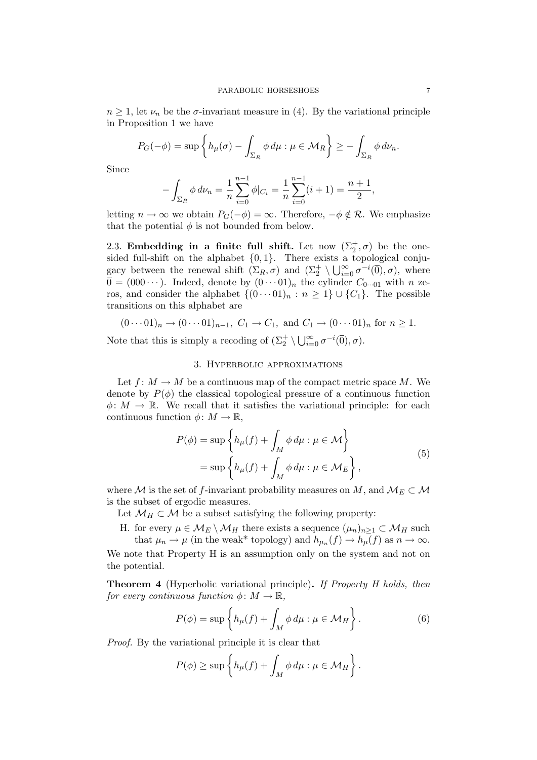$n \geq 1$, let $\nu_n$ be the $\sigma$-invariant measure in (4). By the variational principle in Proposition 1 we have

$$P_G(-\phi) = \sup\left\{h_\mu(\sigma) - \int_{\Sigma_R} \phi \, d\mu : \mu \in \mathcal{M}_R\right\} \geq -\int_{\Sigma_R} \phi \, d\nu_n.$$

Since

$$-\int_{\Sigma_R} \phi \, d\nu_n = \frac{1}{n}\sum_{i=0}^{n-1} \phi|_{C_i} = \frac{1}{n}\sum_{i=0}^{n-1}(i+1) = \frac{n+1}{2},$$

letting $n \to \infty$ we obtain $P_G(-\phi) = \infty$. Therefore, $-\phi \notin \mathcal{R}$. We emphasize that the potential $\phi$ is not bounded from below.

2.3. **Embedding in a finite full shift.** Let now $(\Sigma_2^+, \sigma)$ be the one-sided full-shift on the alphabet $\{0,1\}$. There exists a topological conjugacy between the renewal shift $(\Sigma_R, \sigma)$ and $(\Sigma_2^+ \setminus \bigcup_{i=0}^\infty \sigma^{-i}(\overline{0}), \sigma)$, where $\overline{0} = (000\cdots)$. Indeed, denote by $(0\cdots01)_n$ the cylinder $C_{0\cdots01}$ with $n$ zeros, and consider the alphabet $\{(0\cdots01)_n : n \geq 1\} \cup \{C_1\}$. The possible transitions on this alphabet are

$$(0\cdots01)_n \to (0\cdots01)_{n-1},\ C_1 \to C_1, \text{ and } C_1 \to (0\cdots01)_n \text{ for } n \geq 1.$$

Note that this is simply a recoding of $(\Sigma_2^+ \setminus \bigcup_{i=0}^\infty \sigma^{-i}(\overline{0}), \sigma)$.

## 3. Hyperbolic approximations

Let $f\colon M \to M$ be a continuous map of the compact metric space $M$. We denote by $P(\phi)$ the classical topological pressure of a continuous function $\phi\colon M \to \mathbb{R}$. We recall that it satisfies the variational principle: for each continuous function $\phi\colon M \to \mathbb{R}$,

$$\begin{aligned} P(\phi) &= \sup\left\{h_\mu(f) + \int_M \phi \, d\mu : \mu \in \mathcal{M}\right\} \\ &= \sup\left\{h_\mu(f) + \int_M \phi \, d\mu : \mu \in \mathcal{M}_E\right\}, \end{aligned} \tag{5}$$

where $\mathcal{M}$ is the set of $f$-invariant probability measures on $M$, and $\mathcal{M}_E \subset \mathcal{M}$ is the subset of ergodic measures.

Let $\mathcal{M}_H \subset \mathcal{M}$ be a subset satisfying the following property:

H. for every $\mu \in \mathcal{M}_E \setminus \mathcal{M}_H$ there exists a sequence $(\mu_n)_{n\geq 1} \subset \mathcal{M}_H$ such that $\mu_n \to \mu$ (in the weak* topology) and $h_{\mu_n}(f) \to h_\mu(f)$ as $n \to \infty$.

We note that Property H is an assumption only on the system and not on the potential.

**Theorem 4** (Hyperbolic variational principle)**.** *If Property H holds, then for every continuous function $\phi\colon M \to \mathbb{R}$,*

$$P(\phi) = \sup\left\{h_\mu(f) + \int_M \phi \, d\mu : \mu \in \mathcal{M}_H\right\}. \tag{6}$$

*Proof.* By the variational principle it is clear that

$$P(\phi) \geq \sup\left\{h_\mu(f) + \int_M \phi \, d\mu : \mu \in \mathcal{M}_H\right\}.$$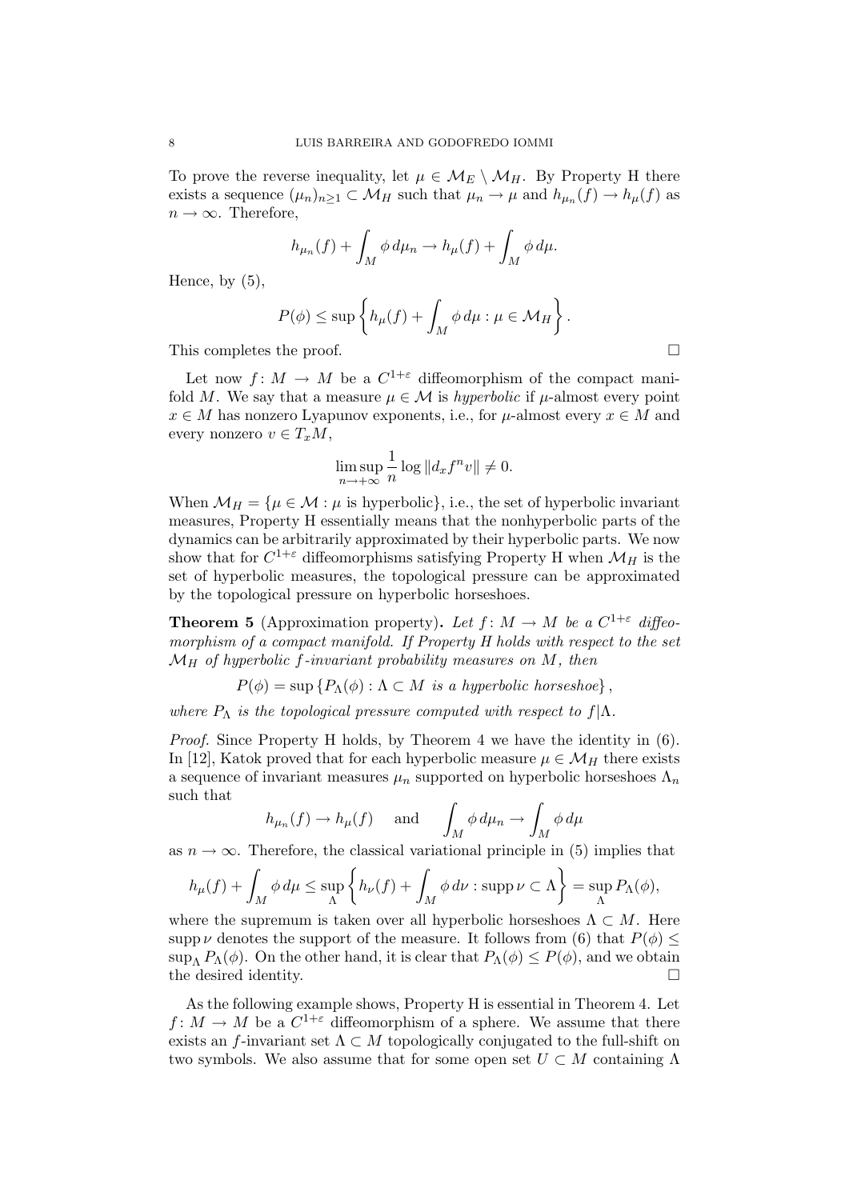To prove the reverse inequality, let $\mu \in \mathcal{M}_E \setminus \mathcal{M}_H$. By Property H there exists a sequence $(\mu_n)_{n\geq 1} \subset \mathcal{M}_H$ such that $\mu_n \to \mu$ and $h_{\mu_n}(f) \to h_\mu(f)$ as $n \to \infty$. Therefore,

$$h_{\mu_n}(f) + \int_M \phi \, d\mu_n \to h_\mu(f) + \int_M \phi \, d\mu.$$

Hence, by (5),

$$P(\phi) \leq \sup \left\{ h_\mu(f) + \int_M \phi \, d\mu : \mu \in \mathcal{M}_H \right\}.$$

This completes the proof. $\square$

Let now $f \colon M \to M$ be a $C^{1+\varepsilon}$ diffeomorphism of the compact manifold $M$. We say that a measure $\mu \in \mathcal{M}$ is *hyperbolic* if $\mu$-almost every point $x \in M$ has nonzero Lyapunov exponents, i.e., for $\mu$-almost every $x \in M$ and every nonzero $v \in T_x M$,

$$\limsup_{n\to+\infty} \frac{1}{n} \log \|d_x f^n v\| \neq 0.$$

When $\mathcal{M}_H = \{\mu \in \mathcal{M} : \mu \text{ is hyperbolic}\}$, i.e., the set of hyperbolic invariant measures, Property H essentially means that the nonhyperbolic parts of the dynamics can be arbitrarily approximated by their hyperbolic parts. We now show that for $C^{1+\varepsilon}$ diffeomorphisms satisfying Property H when $\mathcal{M}_H$ is the set of hyperbolic measures, the topological pressure can be approximated by the topological pressure on hyperbolic horseshoes.

**Theorem 5** (Approximation property)**.** *Let $f \colon M \to M$ be a $C^{1+\varepsilon}$ diffeomorphism of a compact manifold. If Property H holds with respect to the set $\mathcal{M}_H$ of hyperbolic $f$-invariant probability measures on $M$, then*

$$P(\phi) = \sup \{ P_\Lambda(\phi) : \Lambda \subset M \text{ is a hyperbolic horseshoe} \},$$

*where $P_\Lambda$ is the topological pressure computed with respect to $f|\Lambda$.*

*Proof.* Since Property H holds, by Theorem 4 we have the identity in (6). In [12], Katok proved that for each hyperbolic measure $\mu \in \mathcal{M}_H$ there exists a sequence of invariant measures $\mu_n$ supported on hyperbolic horseshoes $\Lambda_n$ such that

$$h_{\mu_n}(f) \to h_\mu(f) \quad \text{and} \quad \int_M \phi \, d\mu_n \to \int_M \phi \, d\mu$$

as $n \to \infty$. Therefore, the classical variational principle in (5) implies that

$$h_\mu(f) + \int_M \phi \, d\mu \leq \sup_\Lambda \left\{ h_\nu(f) + \int_M \phi \, d\nu : \operatorname{supp} \nu \subset \Lambda \right\} = \sup_\Lambda P_\Lambda(\phi),$$

where the supremum is taken over all hyperbolic horseshoes $\Lambda \subset M$. Here $\operatorname{supp} \nu$ denotes the support of the measure. It follows from (6) that $P(\phi) \leq \sup_\Lambda P_\Lambda(\phi)$. On the other hand, it is clear that $P_\Lambda(\phi) \leq P(\phi)$, and we obtain the desired identity. $\square$

As the following example shows, Property H is essential in Theorem 4. Let $f \colon M \to M$ be a $C^{1+\varepsilon}$ diffeomorphism of a sphere. We assume that there exists an $f$-invariant set $\Lambda \subset M$ topologically conjugated to the full-shift on two symbols. We also assume that for some open set $U \subset M$ containing $\Lambda$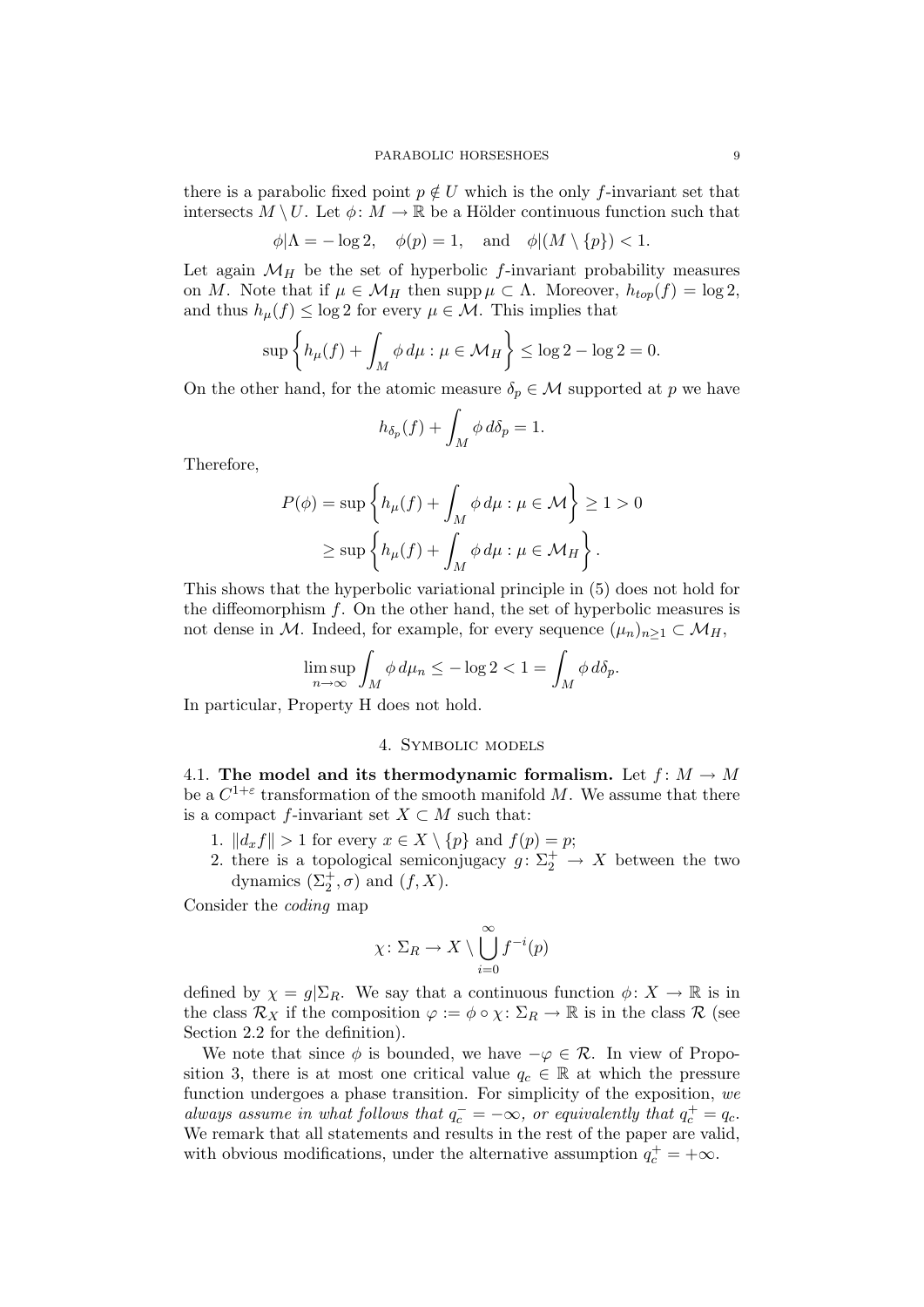there is a parabolic fixed point $p \notin U$ which is the only $f$-invariant set that intersects $M \setminus U$. Let $\phi\colon M \to \mathbb{R}$ be a Hölder continuous function such that

$$\phi|\Lambda = -\log 2, \quad \phi(p) = 1, \quad \text{and} \quad \phi|(M \setminus \{p\}) < 1.$$

Let again $\mathcal{M}_H$ be the set of hyperbolic $f$-invariant probability measures on $M$. Note that if $\mu \in \mathcal{M}_H$ then $\operatorname{supp} \mu \subset \Lambda$. Moreover, $h_{top}(f) = \log 2$, and thus $h_\mu(f) \le \log 2$ for every $\mu \in \mathcal{M}$. This implies that

$$\sup \left\{ h_\mu(f) + \int_M \phi \, d\mu : \mu \in \mathcal{M}_H \right\} \le \log 2 - \log 2 = 0.$$

On the other hand, for the atomic measure $\delta_p \in \mathcal{M}$ supported at $p$ we have

$$h_{\delta_p}(f) + \int_M \phi \, d\delta_p = 1.$$

Therefore,

$$\begin{aligned} P(\phi) &= \sup \left\{ h_\mu(f) + \int_M \phi \, d\mu : \mu \in \mathcal{M} \right\} \ge 1 > 0 \\ &\ge \sup \left\{ h_\mu(f) + \int_M \phi \, d\mu : \mu \in \mathcal{M}_H \right\}. \end{aligned}$$

This shows that the hyperbolic variational principle in (5) does not hold for the diffeomorphism $f$. On the other hand, the set of hyperbolic measures is not dense in $\mathcal{M}$. Indeed, for example, for every sequence $(\mu_n)_{n \ge 1} \subset \mathcal{M}_H$,

$$\limsup_{n \to \infty} \int_M \phi \, d\mu_n \le -\log 2 < 1 = \int_M \phi \, d\delta_p.$$

In particular, Property H does not hold.

## 4. Symbolic models

**4.1. The model and its thermodynamic formalism.** Let $f\colon M \to M$ be a $C^{1+\varepsilon}$ transformation of the smooth manifold $M$. We assume that there is a compact $f$-invariant set $X \subset M$ such that:

1. $\|d_x f\| > 1$ for every $x \in X \setminus \{p\}$ and $f(p) = p$;
2. there is a topological semiconjugacy $g\colon \Sigma_2^+ \to X$ between the two dynamics $(\Sigma_2^+, \sigma)$ and $(f, X)$.

Consider the *coding* map

$$\chi\colon \Sigma_R \to X \setminus \bigcup_{i=0}^{\infty} f^{-i}(p)$$

defined by $\chi = g|\Sigma_R$. We say that a continuous function $\phi\colon X \to \mathbb{R}$ is in the class $\mathcal{R}_X$ if the composition $\varphi := \phi \circ \chi\colon \Sigma_R \to \mathbb{R}$ is in the class $\mathcal{R}$ (see Section 2.2 for the definition).

We note that since $\phi$ is bounded, we have $-\varphi \in \mathcal{R}$. In view of Proposition 3, there is at most one critical value $q_c \in \mathbb{R}$ at which the pressure function undergoes a phase transition. For simplicity of the exposition, *we always assume in what follows that $q_c^- = -\infty$, or equivalently that $q_c^+ = q_c$.* We remark that all statements and results in the rest of the paper are valid, with obvious modifications, under the alternative assumption $q_c^+ = +\infty$.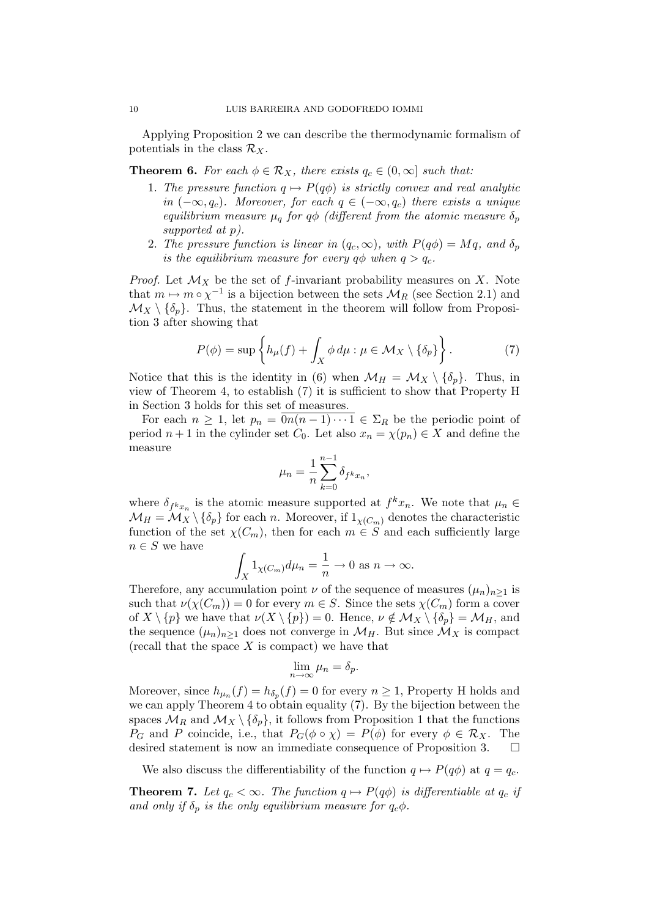Applying Proposition 2 we can describe the thermodynamic formalism of potentials in the class $\mathcal{R}_X$.

**Theorem 6.** *For each $\phi \in \mathcal{R}_X$, there exists $q_c \in (0, \infty]$ such that:*

1. *The pressure function $q \mapsto P(q\phi)$ is strictly convex and real analytic in $(-\infty, q_c)$. Moreover, for each $q \in (-\infty, q_c)$ there exists a unique equilibrium measure $\mu_q$ for $q\phi$ (different from the atomic measure $\delta_p$ supported at $p$).*
2. *The pressure function is linear in $(q_c, \infty)$, with $P(q\phi) = Mq$, and $\delta_p$ is the equilibrium measure for every $q\phi$ when $q > q_c$.*

*Proof.* Let $\mathcal{M}_X$ be the set of $f$-invariant probability measures on $X$. Note that $m \mapsto m \circ \chi^{-1}$ is a bijection between the sets $\mathcal{M}_R$ (see Section 2.1) and $\mathcal{M}_X \setminus \{\delta_p\}$. Thus, the statement in the theorem will follow from Proposition 3 after showing that

$$P(\phi) = \sup \left\{ h_\mu(f) + \int_X \phi \, d\mu : \mu \in \mathcal{M}_X \setminus \{\delta_p\} \right\}. \tag{7}$$

Notice that this is the identity in (6) when $\mathcal{M}_H = \mathcal{M}_X \setminus \{\delta_p\}$. Thus, in view of Theorem 4, to establish (7) it is sufficient to show that Property H in Section 3 holds for this set of measures.

For each $n \geq 1$, let $p_n = \overline{0n(n-1)\cdots 1} \in \Sigma_R$ be the periodic point of period $n+1$ in the cylinder set $C_0$. Let also $x_n = \chi(p_n) \in X$ and define the measure

$$\mu_n = \frac{1}{n} \sum_{k=0}^{n-1} \delta_{f^k x_n},$$

where $\delta_{f^k x_n}$ is the atomic measure supported at $f^k x_n$. We note that $\mu_n \in \mathcal{M}_H = \mathcal{M}_X \setminus \{\delta_p\}$ for each $n$. Moreover, if $1_{\chi(C_m)}$ denotes the characteristic function of the set $\chi(C_m)$, then for each $m \in S$ and each sufficiently large $n \in S$ we have

$$\int_X 1_{\chi(C_m)} d\mu_n = \frac{1}{n} \to 0 \text{ as } n \to \infty.$$

Therefore, any accumulation point $\nu$ of the sequence of measures $(\mu_n)_{n \geq 1}$ is such that $\nu(\chi(C_m)) = 0$ for every $m \in S$. Since the sets $\chi(C_m)$ form a cover of $X \setminus \{p\}$ we have that $\nu(X \setminus \{p\}) = 0$. Hence, $\nu \notin \mathcal{M}_X \setminus \{\delta_p\} = \mathcal{M}_H$, and the sequence $(\mu_n)_{n \geq 1}$ does not converge in $\mathcal{M}_H$. But since $\mathcal{M}_X$ is compact (recall that the space $X$ is compact) we have that

$$\lim_{n \to \infty} \mu_n = \delta_p.$$

Moreover, since $h_{\mu_n}(f) = h_{\delta_p}(f) = 0$ for every $n \geq 1$, Property H holds and we can apply Theorem 4 to obtain equality (7). By the bijection between the spaces $\mathcal{M}_R$ and $\mathcal{M}_X \setminus \{\delta_p\}$, it follows from Proposition 1 that the functions $P_G$ and $P$ coincide, i.e., that $P_G(\phi \circ \chi) = P(\phi)$ for every $\phi \in \mathcal{R}_X$. The desired statement is now an immediate consequence of Proposition 3. $\square$

We also discuss the differentiability of the function $q \mapsto P(q\phi)$ at $q = q_c$.

**Theorem 7.** *Let $q_c < \infty$. The function $q \mapsto P(q\phi)$ is differentiable at $q_c$ if and only if $\delta_p$ is the only equilibrium measure for $q_c\phi$.*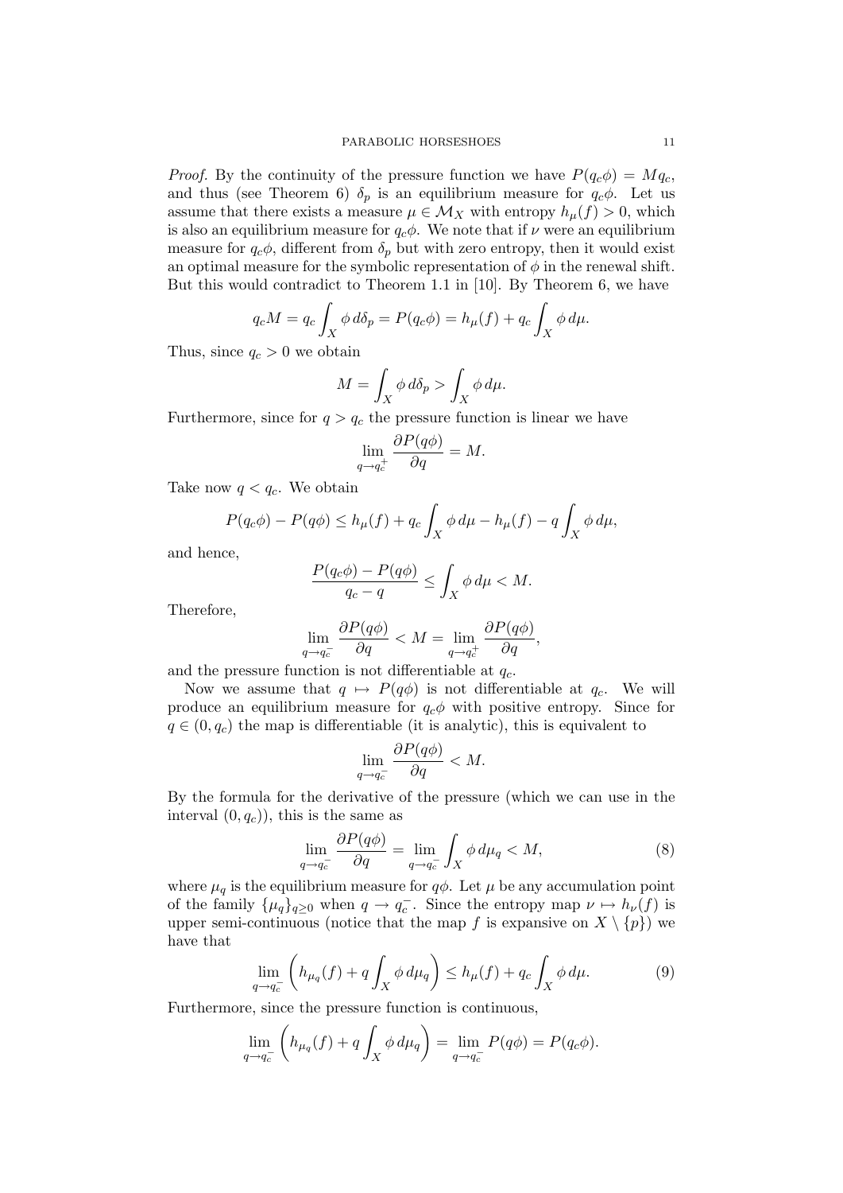*Proof.* By the continuity of the pressure function we have $P(q_c\phi) = Mq_c$, and thus (see Theorem 6) $\delta_p$ is an equilibrium measure for $q_c\phi$. Let us assume that there exists a measure $\mu \in \mathcal{M}_X$ with entropy $h_\mu(f) > 0$, which is also an equilibrium measure for $q_c\phi$. We note that if $\nu$ were an equilibrium measure for $q_c\phi$, different from $\delta_p$ but with zero entropy, then it would exist an optimal measure for the symbolic representation of $\phi$ in the renewal shift. But this would contradict to Theorem 1.1 in [10]. By Theorem 6, we have

$$q_c M = q_c \int_X \phi \, d\delta_p = P(q_c\phi) = h_\mu(f) + q_c \int_X \phi \, d\mu.$$

Thus, since $q_c > 0$ we obtain

$$M = \int_X \phi \, d\delta_p > \int_X \phi \, d\mu.$$

Furthermore, since for $q > q_c$ the pressure function is linear we have

$$\lim_{q \to q_c^+} \frac{\partial P(q\phi)}{\partial q} = M.$$

Take now $q < q_c$. We obtain

$$P(q_c\phi) - P(q\phi) \leq h_\mu(f) + q_c \int_X \phi \, d\mu - h_\mu(f) - q \int_X \phi \, d\mu,$$

and hence,

$$\frac{P(q_c\phi) - P(q\phi)}{q_c - q} \leq \int_X \phi \, d\mu < M.$$

Therefore,

$$\lim_{q \to q_c^-} \frac{\partial P(q\phi)}{\partial q} < M = \lim_{q \to q_c^+} \frac{\partial P(q\phi)}{\partial q},$$

and the pressure function is not differentiable at $q_c$.

Now we assume that $q \mapsto P(q\phi)$ is not differentiable at $q_c$. We will produce an equilibrium measure for $q_c\phi$ with positive entropy. Since for $q \in (0, q_c)$ the map is differentiable (it is analytic), this is equivalent to

$$\lim_{q \to q_c^-} \frac{\partial P(q\phi)}{\partial q} < M.$$

By the formula for the derivative of the pressure (which we can use in the interval $(0, q_c)$), this is the same as

$$\lim_{q \to q_c^-} \frac{\partial P(q\phi)}{\partial q} = \lim_{q \to q_c^-} \int_X \phi \, d\mu_q < M, \tag{8}$$

where $\mu_q$ is the equilibrium measure for $q\phi$. Let $\mu$ be any accumulation point of the family $\{\mu_q\}_{q \geq 0}$ when $q \to q_c^-$. Since the entropy map $\nu \mapsto h_\nu(f)$ is upper semi-continuous (notice that the map $f$ is expansive on $X \setminus \{p\}$) we have that

$$\lim_{q \to q_c^-} \left( h_{\mu_q}(f) + q \int_X \phi \, d\mu_q \right) \leq h_\mu(f) + q_c \int_X \phi \, d\mu. \tag{9}$$

Furthermore, since the pressure function is continuous,

$$\lim_{q \to q_c^-} \left( h_{\mu_q}(f) + q \int_X \phi \, d\mu_q \right) = \lim_{q \to q_c^-} P(q\phi) = P(q_c\phi).$$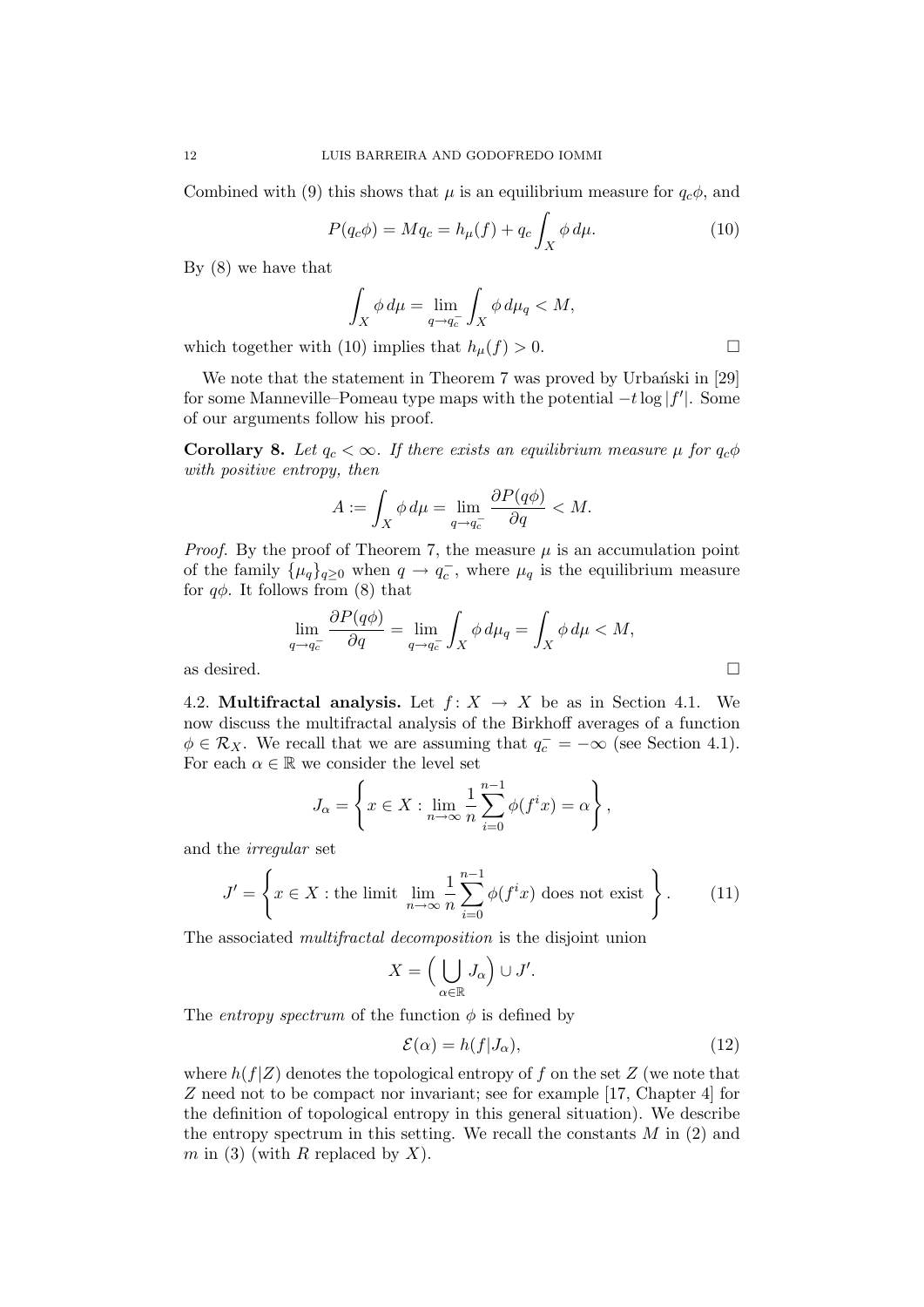Combined with (9) this shows that $\mu$ is an equilibrium measure for $q_c\phi$, and

$$P(q_c\phi) = Mq_c = h_\mu(f) + q_c \int_X \phi \, d\mu. \tag{10}$$

By (8) we have that

$$\int_X \phi \, d\mu = \lim_{q \to q_c^-} \int_X \phi \, d\mu_q < M,$$

which together with (10) implies that $h_\mu(f) > 0$. $\square$

We note that the statement in Theorem 7 was proved by Urbański in [29] for some Manneville–Pomeau type maps with the potential $-t \log |f'|$. Some of our arguments follow his proof.

**Corollary 8.** *Let $q_c < \infty$. If there exists an equilibrium measure $\mu$ for $q_c\phi$ with positive entropy, then*

$$A := \int_X \phi \, d\mu = \lim_{q \to q_c^-} \frac{\partial P(q\phi)}{\partial q} < M.$$

*Proof.* By the proof of Theorem 7, the measure $\mu$ is an accumulation point of the family $\{\mu_q\}_{q \geq 0}$ when $q \to q_c^-$, where $\mu_q$ is the equilibrium measure for $q\phi$. It follows from (8) that

$$\lim_{q \to q_c^-} \frac{\partial P(q\phi)}{\partial q} = \lim_{q \to q_c^-} \int_X \phi \, d\mu_q = \int_X \phi \, d\mu < M,$$

as desired. $\square$

4.2. **Multifractal analysis.** Let $f \colon X \to X$ be as in Section 4.1. We now discuss the multifractal analysis of the Birkhoff averages of a function $\phi \in \mathcal{R}_X$. We recall that we are assuming that $q_c^- = -\infty$ (see Section 4.1). For each $\alpha \in \mathbb{R}$ we consider the level set

$$J_\alpha = \left\{ x \in X : \lim_{n \to \infty} \frac{1}{n} \sum_{i=0}^{n-1} \phi(f^i x) = \alpha \right\},$$

and the *irregular* set

$$J' = \left\{ x \in X : \text{the limit } \lim_{n \to \infty} \frac{1}{n} \sum_{i=0}^{n-1} \phi(f^i x) \text{ does not exist} \right\}. \tag{11}$$

The associated *multifractal decomposition* is the disjoint union

$$X = \Big( \bigcup_{\alpha \in \mathbb{R}} J_\alpha \Big) \cup J'.$$

The *entropy spectrum* of the function $\phi$ is defined by

$$\mathcal{E}(\alpha) = h(f|J_\alpha), \tag{12}$$

where $h(f|Z)$ denotes the topological entropy of $f$ on the set $Z$ (we note that $Z$ need not to be compact nor invariant; see for example [17, Chapter 4] for the definition of topological entropy in this general situation). We describe the entropy spectrum in this setting. We recall the constants $M$ in (2) and $m$ in (3) (with $R$ replaced by $X$).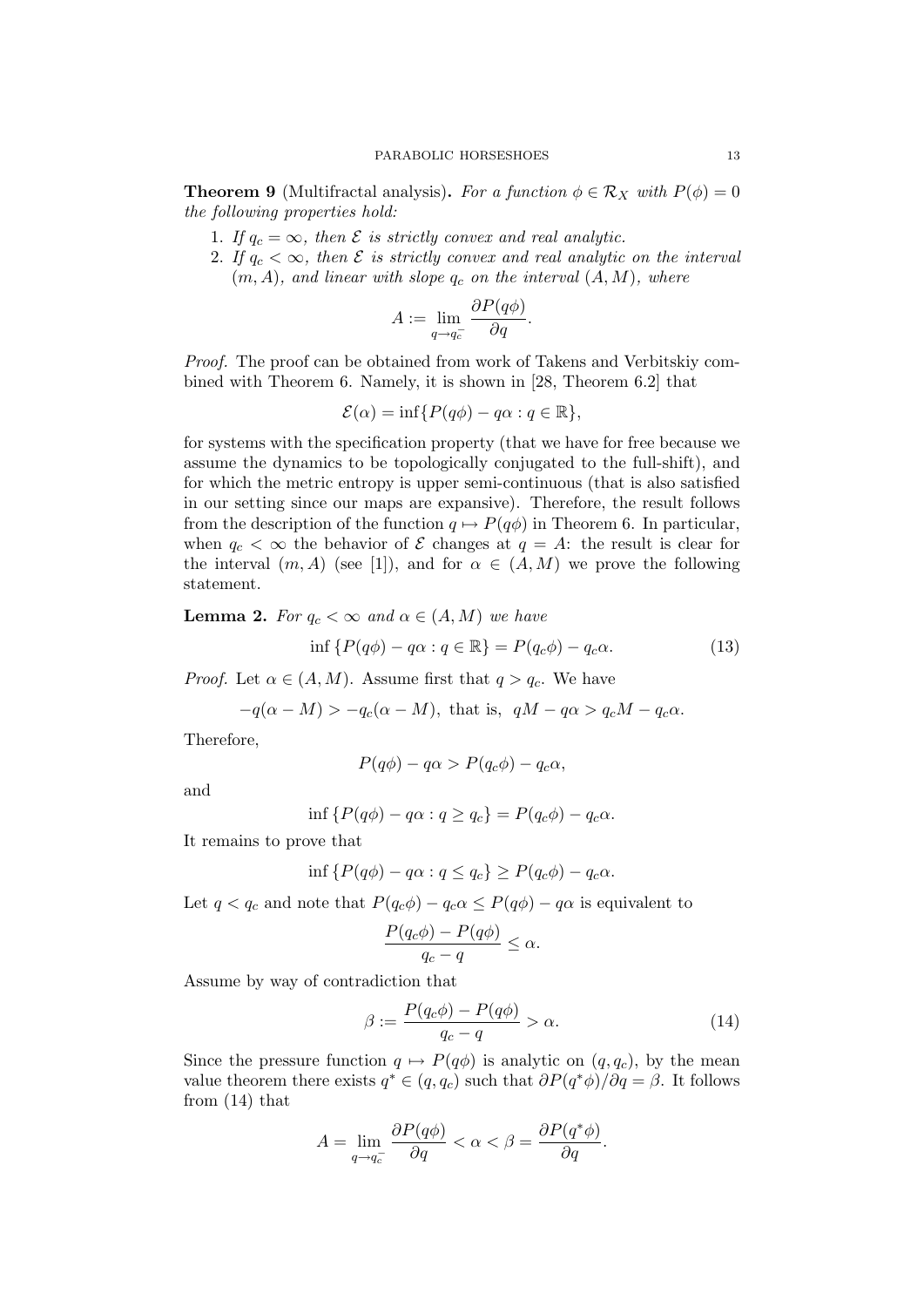**Theorem 9** (Multifractal analysis)**.** *For a function $\phi \in \mathcal{R}_X$ with $P(\phi) = 0$ the following properties hold:*

1. *If $q_c = \infty$, then $\mathcal{E}$ is strictly convex and real analytic.*
2. *If $q_c < \infty$, then $\mathcal{E}$ is strictly convex and real analytic on the interval $(m, A)$, and linear with slope $q_c$ on the interval $(A, M)$, where*

$$A := \lim_{q \to q_c^-} \frac{\partial P(q\phi)}{\partial q}.$$

*Proof.* The proof can be obtained from work of Takens and Verbitskiy combined with Theorem 6. Namely, it is shown in [28, Theorem 6.2] that

$$\mathcal{E}(\alpha) = \inf\{P(q\phi) - q\alpha : q \in \mathbb{R}\},$$

for systems with the specification property (that we have for free because we assume the dynamics to be topologically conjugated to the full-shift), and for which the metric entropy is upper semi-continuous (that is also satisfied in our setting since our maps are expansive). Therefore, the result follows from the description of the function $q \mapsto P(q\phi)$ in Theorem 6. In particular, when $q_c < \infty$ the behavior of $\mathcal{E}$ changes at $q = A$: the result is clear for the interval $(m, A)$ (see [1]), and for $\alpha \in (A, M)$ we prove the following statement.

**Lemma 2.** *For $q_c < \infty$ and $\alpha \in (A, M)$ we have*

$$\inf\{P(q\phi) - q\alpha : q \in \mathbb{R}\} = P(q_c\phi) - q_c\alpha. \tag{13}$$

*Proof.* Let $\alpha \in (A, M)$. Assume first that $q > q_c$. We have

$$-q(\alpha - M) > -q_c(\alpha - M), \text{ that is, } qM - q\alpha > q_cM - q_c\alpha.$$

Therefore,

$$P(q\phi) - q\alpha > P(q_c\phi) - q_c\alpha,$$

and

$$\inf\{P(q\phi) - q\alpha : q \geq q_c\} = P(q_c\phi) - q_c\alpha.$$

It remains to prove that

$$\inf\{P(q\phi) - q\alpha : q \leq q_c\} \geq P(q_c\phi) - q_c\alpha.$$

Let $q < q_c$ and note that $P(q_c\phi) - q_c\alpha \leq P(q\phi) - q\alpha$ is equivalent to

$$\frac{P(q_c\phi) - P(q\phi)}{q_c - q} \leq \alpha.$$

Assume by way of contradiction that

$$\beta := \frac{P(q_c\phi) - P(q\phi)}{q_c - q} > \alpha. \tag{14}$$

Since the pressure function $q \mapsto P(q\phi)$ is analytic on $(q, q_c)$, by the mean value theorem there exists $q^* \in (q, q_c)$ such that $\partial P(q^*\phi)/\partial q = \beta$. It follows from (14) that

$$A = \lim_{q \to q_c^-} \frac{\partial P(q\phi)}{\partial q} < \alpha < \beta = \frac{\partial P(q^*\phi)}{\partial q}.$$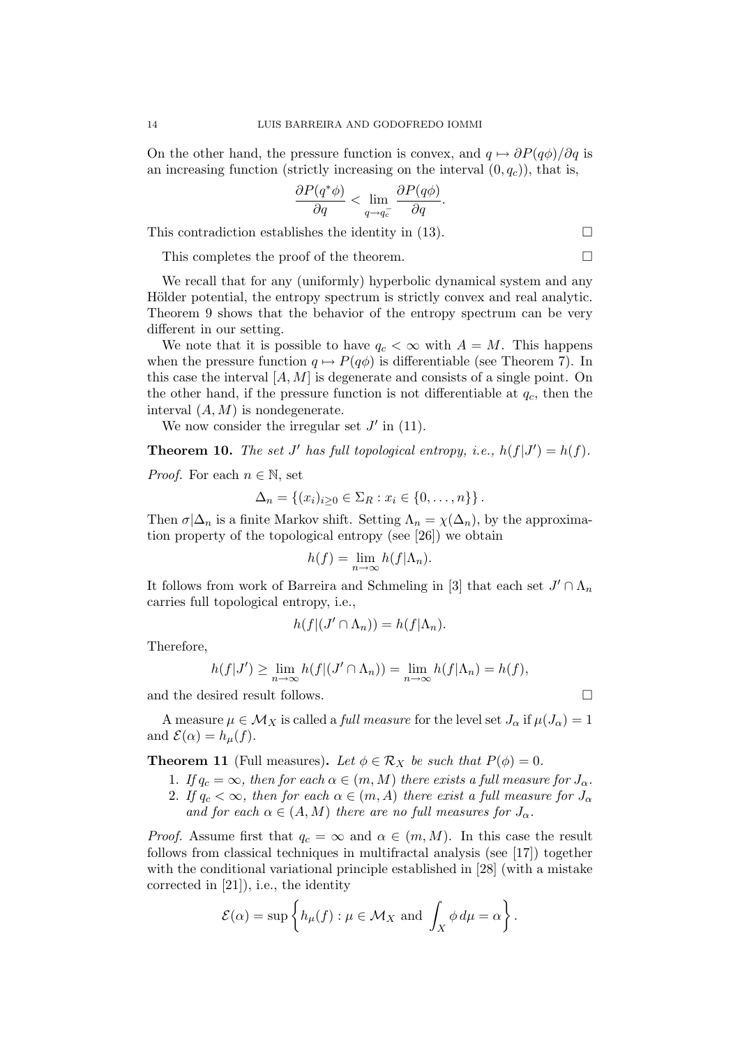On the other hand, the pressure function is convex, and $q \mapsto \partial P(q\phi)/\partial q$ is an increasing function (strictly increasing on the interval $(0, q_c)$), that is,

$$\frac{\partial P(q^* \phi)}{\partial q} < \lim_{q \to q_c^-} \frac{\partial P(q\phi)}{\partial q}.$$

This contradiction establishes the identity in (13). □

This completes the proof of the theorem. □

We recall that for any (uniformly) hyperbolic dynamical system and any Hölder potential, the entropy spectrum is strictly convex and real analytic. Theorem 9 shows that the behavior of the entropy spectrum can be very different in our setting.

We note that it is possible to have $q_c < \infty$ with $A = M$. This happens when the pressure function $q \mapsto P(q\phi)$ is differentiable (see Theorem 7). In this case the interval $[A, M]$ is degenerate and consists of a single point. On the other hand, if the pressure function is not differentiable at $q_c$, then the interval $(A, M)$ is nondegenerate.

We now consider the irregular set $J'$ in (11).

**Theorem 10.** *The set $J'$ has full topological entropy, i.e., $h(f|J') = h(f)$.*

*Proof.* For each $n \in \mathbb{N}$, set

$$\Delta_n = \{(x_i)_{i \geq 0} \in \Sigma_R : x_i \in \{0, \ldots, n\}\}.$$

Then $\sigma|\Delta_n$ is a finite Markov shift. Setting $\Lambda_n = \chi(\Delta_n)$, by the approximation property of the topological entropy (see [26]) we obtain

$$h(f) = \lim_{n \to \infty} h(f|\Lambda_n).$$

It follows from work of Barreira and Schmeling in [3] that each set $J' \cap \Lambda_n$ carries full topological entropy, i.e.,

$$h(f|(J' \cap \Lambda_n)) = h(f|\Lambda_n).$$

Therefore,

$$h(f|J') \geq \lim_{n \to \infty} h(f|(J' \cap \Lambda_n)) = \lim_{n \to \infty} h(f|\Lambda_n) = h(f),$$

and the desired result follows. □

A measure $\mu \in \mathcal{M}_X$ is called a *full measure* for the level set $J_\alpha$ if $\mu(J_\alpha) = 1$ and $\mathcal{E}(\alpha) = h_\mu(f)$.

**Theorem 11** (Full measures)**.** *Let $\phi \in \mathcal{R}_X$ be such that $P(\phi) = 0$.*

1. *If $q_c = \infty$, then for each $\alpha \in (m, M)$ there exists a full measure for $J_\alpha$.*
2. *If $q_c < \infty$, then for each $\alpha \in (m, A)$ there exist a full measure for $J_\alpha$ and for each $\alpha \in (A, M)$ there are no full measures for $J_\alpha$.*

*Proof.* Assume first that $q_c = \infty$ and $\alpha \in (m, M)$. In this case the result follows from classical techniques in multifractal analysis (see [17]) together with the conditional variational principle established in [28] (with a mistake corrected in [21]), i.e., the identity

$$\mathcal{E}(\alpha) = \sup \left\{ h_\mu(f) : \mu \in \mathcal{M}_X \text{ and } \int_X \phi \, d\mu = \alpha \right\}.$$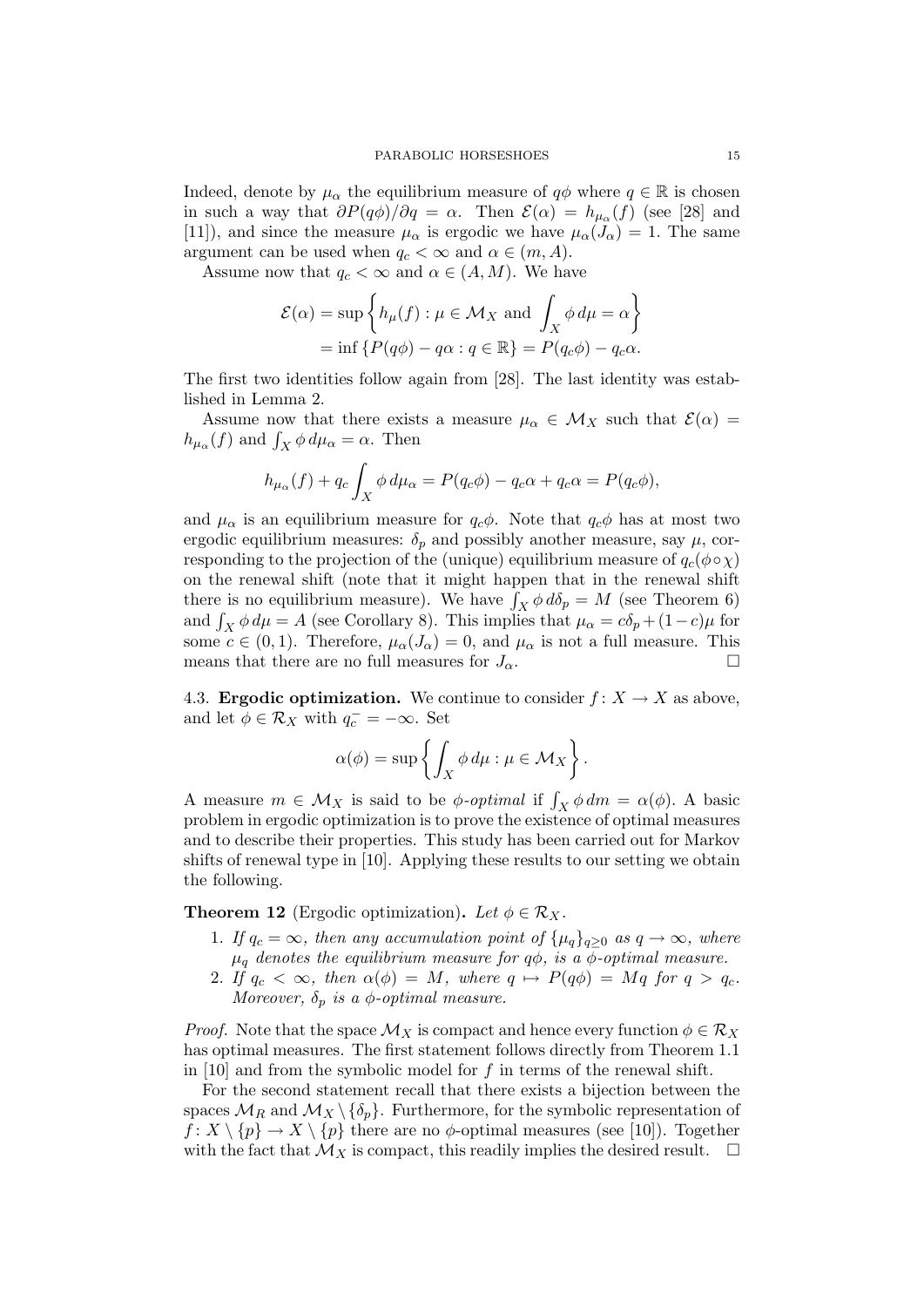Indeed, denote by $\mu_\alpha$ the equilibrium measure of $q\phi$ where $q \in \mathbb{R}$ is chosen in such a way that $\partial P(q\phi)/\partial q = \alpha$. Then $\mathcal{E}(\alpha) = h_{\mu_\alpha}(f)$ (see [28] and [11]), and since the measure $\mu_\alpha$ is ergodic we have $\mu_\alpha(J_\alpha) = 1$. The same argument can be used when $q_c < \infty$ and $\alpha \in (m, A)$.

Assume now that $q_c < \infty$ and $\alpha \in (A, M)$. We have

$$\begin{aligned}\mathcal{E}(\alpha) &= \sup\left\{h_\mu(f) : \mu \in \mathcal{M}_X \text{ and } \int_X \phi\, d\mu = \alpha\right\} \\ &= \inf\left\{P(q\phi) - q\alpha : q \in \mathbb{R}\right\} = P(q_c\phi) - q_c\alpha.\end{aligned}$$

The first two identities follow again from [28]. The last identity was established in Lemma 2.

Assume now that there exists a measure $\mu_\alpha \in \mathcal{M}_X$ such that $\mathcal{E}(\alpha) = h_{\mu_\alpha}(f)$ and $\int_X \phi\, d\mu_\alpha = \alpha$. Then

$$h_{\mu_\alpha}(f) + q_c \int_X \phi\, d\mu_\alpha = P(q_c\phi) - q_c\alpha + q_c\alpha = P(q_c\phi),$$

and $\mu_\alpha$ is an equilibrium measure for $q_c\phi$. Note that $q_c\phi$ has at most two ergodic equilibrium measures: $\delta_p$ and possibly another measure, say $\mu$, corresponding to the projection of the (unique) equilibrium measure of $q_c(\phi \circ \chi)$ on the renewal shift (note that it might happen that in the renewal shift there is no equilibrium measure). We have $\int_X \phi\, d\delta_p = M$ (see Theorem 6) and $\int_X \phi\, d\mu = A$ (see Corollary 8). This implies that $\mu_\alpha = c\delta_p + (1-c)\mu$ for some $c \in (0,1)$. Therefore, $\mu_\alpha(J_\alpha) = 0$, and $\mu_\alpha$ is not a full measure. This means that there are no full measures for $J_\alpha$. $\square$

### 4.3. **Ergodic optimization.**

We continue to consider $f \colon X \to X$ as above, and let $\phi \in \mathcal{R}_X$ with $q_c^- = -\infty$. Set

$$\alpha(\phi) = \sup\left\{\int_X \phi\, d\mu : \mu \in \mathcal{M}_X\right\}.$$

A measure $m \in \mathcal{M}_X$ is said to be *$\phi$-optimal* if $\int_X \phi\, dm = \alpha(\phi)$. A basic problem in ergodic optimization is to prove the existence of optimal measures and to describe their properties. This study has been carried out for Markov shifts of renewal type in [10]. Applying these results to our setting we obtain the following.

**Theorem 12** (Ergodic optimization)**.** *Let $\phi \in \mathcal{R}_X$.*

1. *If $q_c = \infty$, then any accumulation point of $\{\mu_q\}_{q \geq 0}$ as $q \to \infty$, where $\mu_q$ denotes the equilibrium measure for $q\phi$, is a $\phi$-optimal measure.*
2. *If $q_c < \infty$, then $\alpha(\phi) = M$, where $q \mapsto P(q\phi) = Mq$ for $q > q_c$. Moreover, $\delta_p$ is a $\phi$-optimal measure.*

*Proof.* Note that the space $\mathcal{M}_X$ is compact and hence every function $\phi \in \mathcal{R}_X$ has optimal measures. The first statement follows directly from Theorem 1.1 in [10] and from the symbolic model for $f$ in terms of the renewal shift.

For the second statement recall that there exists a bijection between the spaces $\mathcal{M}_R$ and $\mathcal{M}_X \setminus \{\delta_p\}$. Furthermore, for the symbolic representation of $f \colon X \setminus \{p\} \to X \setminus \{p\}$ there are no $\phi$-optimal measures (see [10]). Together with the fact that $\mathcal{M}_X$ is compact, this readily implies the desired result. $\square$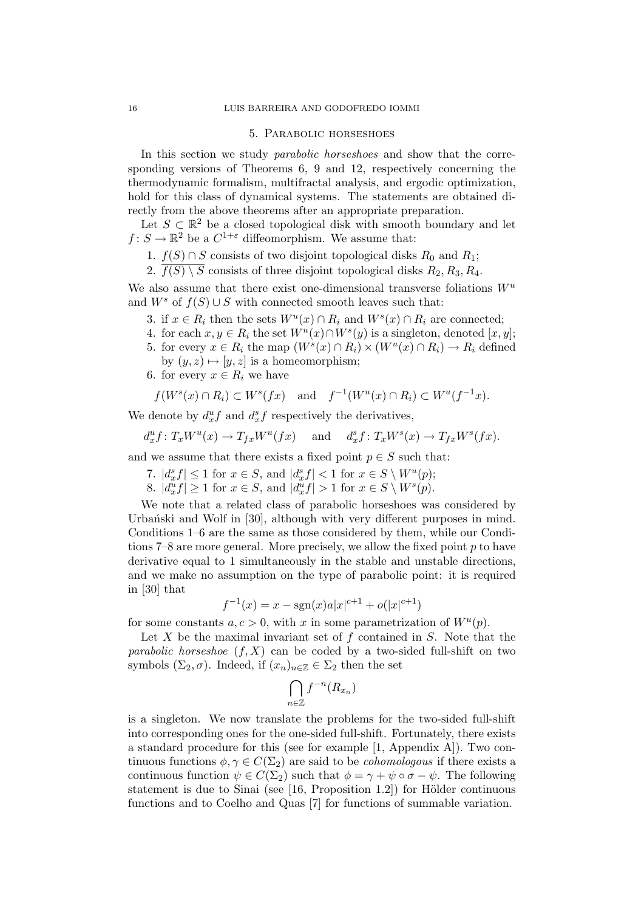## 5. Parabolic horseshoes

In this section we study *parabolic horseshoes* and show that the corresponding versions of Theorems 6, 9 and 12, respectively concerning the thermodynamic formalism, multifractal analysis, and ergodic optimization, hold for this class of dynamical systems. The statements are obtained directly from the above theorems after an appropriate preparation.

Let $S \subset \mathbb{R}^2$ be a closed topological disk with smooth boundary and let $f\colon S \to \mathbb{R}^2$ be a $C^{1+\varepsilon}$ diffeomorphism. We assume that:

1. $f(S) \cap S$ consists of two disjoint topological disks $R_0$ and $R_1$;
2. $\overline{f(S) \setminus S}$ consists of three disjoint topological disks $R_2, R_3, R_4$.

We also assume that there exist one-dimensional transverse foliations $W^u$ and $W^s$ of $f(S) \cup S$ with connected smooth leaves such that:

3. if $x \in R_i$ then the sets $W^u(x) \cap R_i$ and $W^s(x) \cap R_i$ are connected;
4. for each $x, y \in R_i$ the set $W^u(x) \cap W^s(y)$ is a singleton, denoted $[x, y]$;
5. for every $x \in R_i$ the map $(W^s(x) \cap R_i) \times (W^u(x) \cap R_i) \to R_i$ defined by $(y, z) \mapsto [y, z]$ is a homeomorphism;
6. for every $x \in R_i$ we have

$$f(W^s(x) \cap R_i) \subset W^s(fx) \quad \text{and} \quad f^{-1}(W^u(x) \cap R_i) \subset W^u(f^{-1}x).$$

We denote by $d^u_x f$ and $d^s_x f$ respectively the derivatives,

$$d^u_x f\colon T_x W^u(x) \to T_{fx} W^u(fx) \quad \text{and} \quad d^s_x f\colon T_x W^s(x) \to T_{fx} W^s(fx).$$

and we assume that there exists a fixed point $p \in S$ such that:

7. $|d^s_x f| \le 1$ for $x \in S$, and $|d^s_x f| < 1$ for $x \in S \setminus W^u(p)$;
8. $|d^u_x f| \ge 1$ for $x \in S$, and $|d^u_x f| > 1$ for $x \in S \setminus W^s(p)$.

We note that a related class of parabolic horseshoes was considered by Urbański and Wolf in [30], although with very different purposes in mind. Conditions 1–6 are the same as those considered by them, while our Conditions 7–8 are more general. More precisely, we allow the fixed point $p$ to have derivative equal to 1 simultaneously in the stable and unstable directions, and we make no assumption on the type of parabolic point: it is required in [30] that

$$f^{-1}(x) = x - \operatorname{sgn}(x) a |x|^{c+1} + o(|x|^{c+1})$$

for some constants $a, c > 0$, with $x$ in some parametrization of $W^u(p)$.

Let $X$ be the maximal invariant set of $f$ contained in $S$. Note that the *parabolic horseshoe* $(f, X)$ can be coded by a two-sided full-shift on two symbols $(\Sigma_2, \sigma)$. Indeed, if $(x_n)_{n \in \mathbb{Z}} \in \Sigma_2$ then the set

$$\bigcap_{n \in \mathbb{Z}} f^{-n}(R_{x_n})$$

is a singleton. We now translate the problems for the two-sided full-shift into corresponding ones for the one-sided full-shift. Fortunately, there exists a standard procedure for this (see for example [1, Appendix A]). Two continuous functions $\phi, \gamma \in C(\Sigma_2)$ are said to be *cohomologous* if there exists a continuous function $\psi \in C(\Sigma_2)$ such that $\phi = \gamma + \psi \circ \sigma - \psi$. The following statement is due to Sinai (see [16, Proposition 1.2]) for Hölder continuous functions and to Coelho and Quas [7] for functions of summable variation.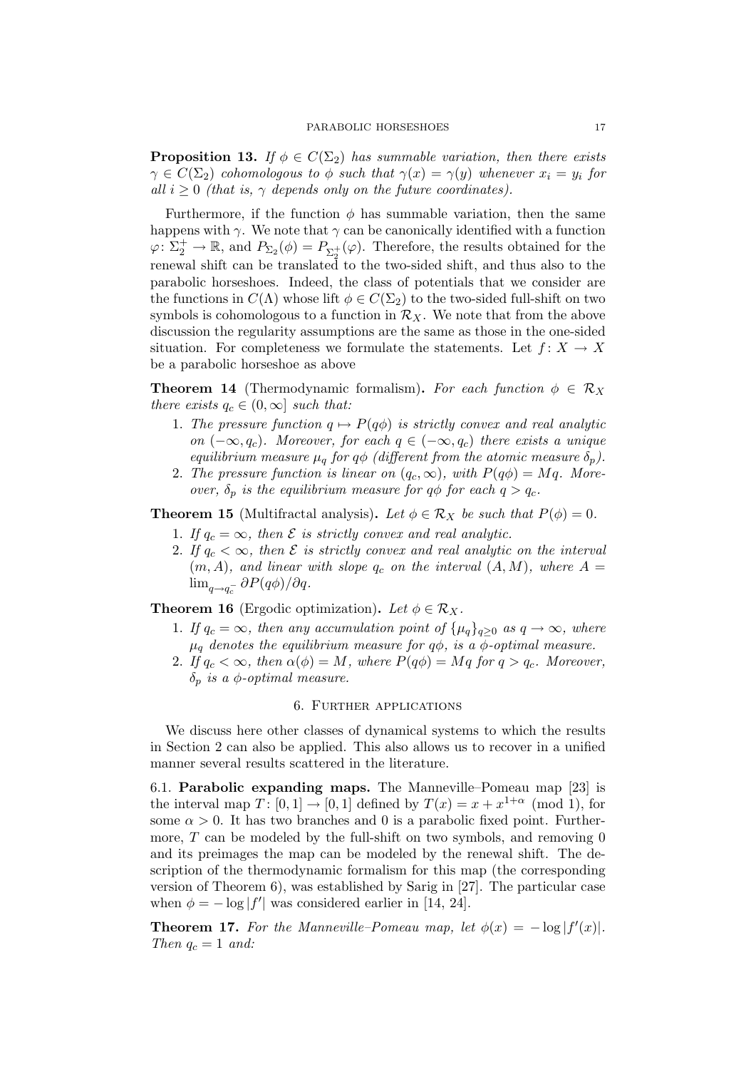**Proposition 13.** *If $\phi \in C(\Sigma_2)$ has summable variation, then there exists $\gamma \in C(\Sigma_2)$ cohomologous to $\phi$ such that $\gamma(x) = \gamma(y)$ whenever $x_i = y_i$ for all $i \geq 0$ (that is, $\gamma$ depends only on the future coordinates).*

Furthermore, if the function $\phi$ has summable variation, then the same happens with $\gamma$. We note that $\gamma$ can be canonically identified with a function $\varphi \colon \Sigma_2^+ \to \mathbb{R}$, and $P_{\Sigma_2}(\phi) = P_{\Sigma_2^+}(\varphi)$. Therefore, the results obtained for the renewal shift can be translated to the two-sided shift, and thus also to the parabolic horseshoes. Indeed, the class of potentials that we consider are the functions in $C(\Lambda)$ whose lift $\phi \in C(\Sigma_2)$ to the two-sided full-shift on two symbols is cohomologous to a function in $\mathcal{R}_X$. We note that from the above discussion the regularity assumptions are the same as those in the one-sided situation. For completeness we formulate the statements. Let $f \colon X \to X$ be a parabolic horseshoe as above

**Theorem 14** (Thermodynamic formalism)**.** *For each function $\phi \in \mathcal{R}_X$ there exists $q_c \in (0, \infty]$ such that:*

1. *The pressure function $q \mapsto P(q\phi)$ is strictly convex and real analytic on $(-\infty, q_c)$. Moreover, for each $q \in (-\infty, q_c)$ there exists a unique equilibrium measure $\mu_q$ for $q\phi$ (different from the atomic measure $\delta_p$).*
2. *The pressure function is linear on $(q_c, \infty)$, with $P(q\phi) = Mq$. Moreover, $\delta_p$ is the equilibrium measure for $q\phi$ for each $q > q_c$.*

**Theorem 15** (Multifractal analysis)**.** *Let $\phi \in \mathcal{R}_X$ be such that $P(\phi) = 0$.*

1. *If $q_c = \infty$, then $\mathcal{E}$ is strictly convex and real analytic.*
2. *If $q_c < \infty$, then $\mathcal{E}$ is strictly convex and real analytic on the interval $(m, A)$, and linear with slope $q_c$ on the interval $(A, M)$, where $A = \lim_{q \to q_c^-} \partial P(q\phi)/\partial q$.*

**Theorem 16** (Ergodic optimization)**.** *Let $\phi \in \mathcal{R}_X$.*

1. *If $q_c = \infty$, then any accumulation point of $\{\mu_q\}_{q \geq 0}$ as $q \to \infty$, where $\mu_q$ denotes the equilibrium measure for $q\phi$, is a $\phi$-optimal measure.*
2. *If $q_c < \infty$, then $\alpha(\phi) = M$, where $P(q\phi) = Mq$ for $q > q_c$. Moreover, $\delta_p$ is a $\phi$-optimal measure.*

## 6. Further applications

We discuss here other classes of dynamical systems to which the results in Section 2 can also be applied. This also allows us to recover in a unified manner several results scattered in the literature.

6.1. **Parabolic expanding maps.** The Manneville–Pomeau map [23] is the interval map $T \colon [0, 1] \to [0, 1]$ defined by $T(x) = x + x^{1+\alpha} \pmod 1$, for some $\alpha > 0$. It has two branches and 0 is a parabolic fixed point. Furthermore, $T$ can be modeled by the full-shift on two symbols, and removing 0 and its preimages the map can be modeled by the renewal shift. The description of the thermodynamic formalism for this map (the corresponding version of Theorem 6), was established by Sarig in [27]. The particular case when $\phi = -\log|f'|$ was considered earlier in [14, 24].

**Theorem 17.** *For the Manneville–Pomeau map, let $\phi(x) = -\log|f'(x)|$. Then $q_c = 1$ and:*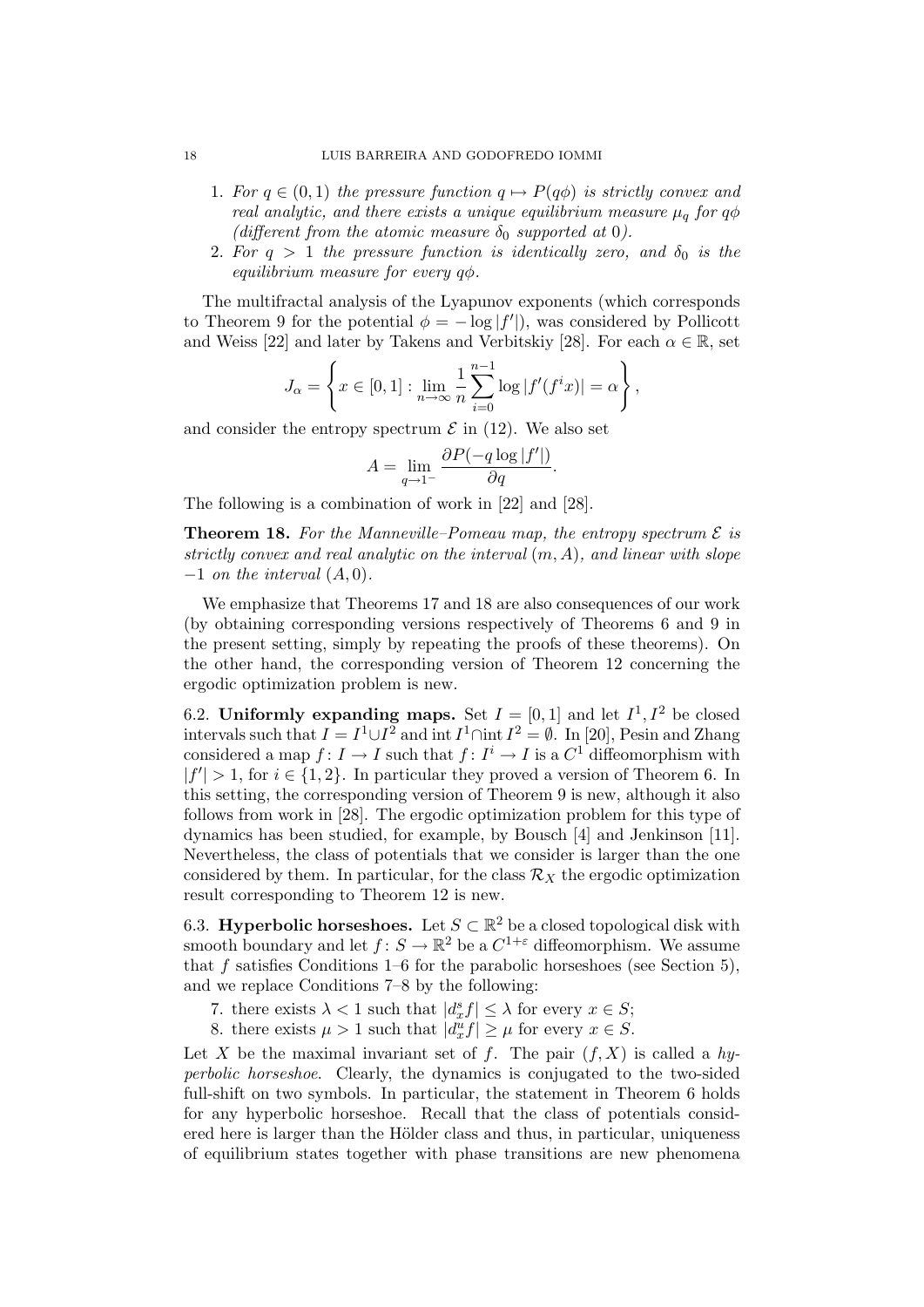1. *For $q \in (0,1)$ the pressure function $q \mapsto P(q\phi)$ is strictly convex and real analytic, and there exists a unique equilibrium measure $\mu_q$ for $q\phi$ (different from the atomic measure $\delta_0$ supported at $0$).*
2. *For $q > 1$ the pressure function is identically zero, and $\delta_0$ is the equilibrium measure for every $q\phi$.*

The multifractal analysis of the Lyapunov exponents (which corresponds to Theorem 9 for the potential $\phi = -\log|f'|$), was considered by Pollicott and Weiss [22] and later by Takens and Verbitskiy [28]. For each $\alpha \in \mathbb{R}$, set

$$J_\alpha = \left\{ x \in [0,1] : \lim_{n\to\infty} \frac{1}{n}\sum_{i=0}^{n-1} \log|f'(f^i x)| = \alpha \right\},$$

and consider the entropy spectrum $\mathcal{E}$ in (12). We also set

$$A = \lim_{q\to 1^-} \frac{\partial P(-q\log|f'|)}{\partial q}.$$

The following is a combination of work in [22] and [28].

**Theorem 18.** *For the Manneville–Pomeau map, the entropy spectrum $\mathcal{E}$ is strictly convex and real analytic on the interval $(m, A)$, and linear with slope $-1$ on the interval $(A, 0)$.*

We emphasize that Theorems 17 and 18 are also consequences of our work (by obtaining corresponding versions respectively of Theorems 6 and 9 in the present setting, simply by repeating the proofs of these theorems). On the other hand, the corresponding version of Theorem 12 concerning the ergodic optimization problem is new.

6.2. **Uniformly expanding maps.** Set $I = [0,1]$ and let $I^1, I^2$ be closed intervals such that $I = I^1 \cup I^2$ and $\operatorname{int} I^1 \cap \operatorname{int} I^2 = \emptyset$. In [20], Pesin and Zhang considered a map $f\colon I \to I$ such that $f\colon I^i \to I$ is a $C^1$ diffeomorphism with $|f'| > 1$, for $i \in \{1,2\}$. In particular they proved a version of Theorem 6. In this setting, the corresponding version of Theorem 9 is new, although it also follows from work in [28]. The ergodic optimization problem for this type of dynamics has been studied, for example, by Bousch [4] and Jenkinson [11]. Nevertheless, the class of potentials that we consider is larger than the one considered by them. In particular, for the class $\mathcal{R}_X$ the ergodic optimization result corresponding to Theorem 12 is new.

6.3. **Hyperbolic horseshoes.** Let $S \subset \mathbb{R}^2$ be a closed topological disk with smooth boundary and let $f\colon S \to \mathbb{R}^2$ be a $C^{1+\varepsilon}$ diffeomorphism. We assume that $f$ satisfies Conditions 1–6 for the parabolic horseshoes (see Section 5), and we replace Conditions 7–8 by the following:

7. there exists $\lambda < 1$ such that $|d_x^s f| \le \lambda$ for every $x \in S$;
8. there exists $\mu > 1$ such that $|d_x^u f| \ge \mu$ for every $x \in S$.

Let $X$ be the maximal invariant set of $f$. The pair $(f, X)$ is called a *hyperbolic horseshoe*. Clearly, the dynamics is conjugated to the two-sided full-shift on two symbols. In particular, the statement in Theorem 6 holds for any hyperbolic horseshoe. Recall that the class of potentials considered here is larger than the Hölder class and thus, in particular, uniqueness of equilibrium states together with phase transitions are new phenomena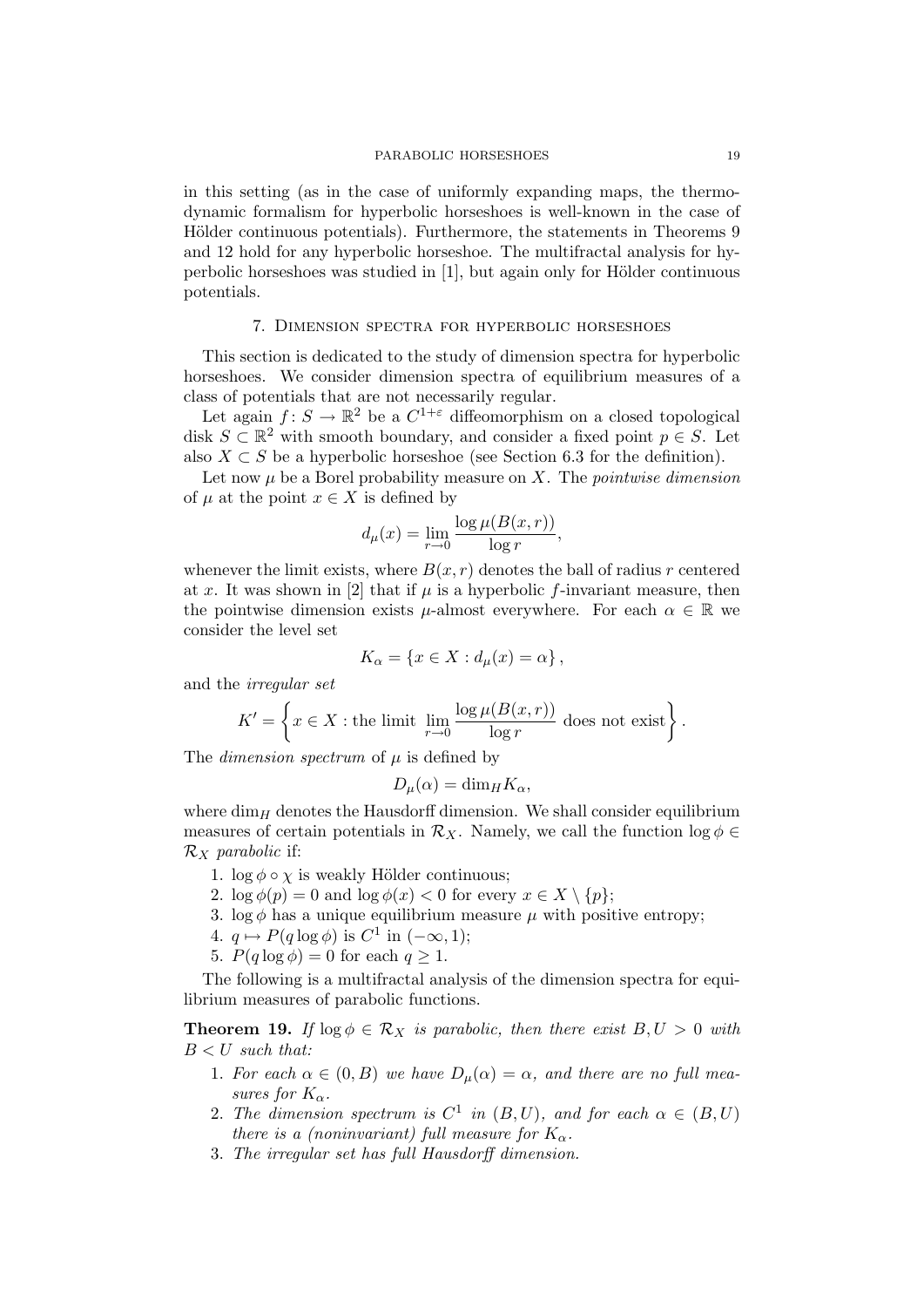in this setting (as in the case of uniformly expanding maps, the thermodynamic formalism for hyperbolic horseshoes is well-known in the case of Hölder continuous potentials). Furthermore, the statements in Theorems 9 and 12 hold for any hyperbolic horseshoe. The multifractal analysis for hyperbolic horseshoes was studied in [1], but again only for Hölder continuous potentials.

## 7. Dimension spectra for hyperbolic horseshoes

This section is dedicated to the study of dimension spectra for hyperbolic horseshoes. We consider dimension spectra of equilibrium measures of a class of potentials that are not necessarily regular.

Let again $f\colon S \to \mathbb{R}^2$ be a $C^{1+\varepsilon}$ diffeomorphism on a closed topological disk $S \subset \mathbb{R}^2$ with smooth boundary, and consider a fixed point $p \in S$. Let also $X \subset S$ be a hyperbolic horseshoe (see Section 6.3 for the definition).

Let now $\mu$ be a Borel probability measure on $X$. The *pointwise dimension* of $\mu$ at the point $x \in X$ is defined by

$$d_\mu(x) = \lim_{r \to 0} \frac{\log \mu(B(x,r))}{\log r},$$

whenever the limit exists, where $B(x,r)$ denotes the ball of radius $r$ centered at $x$. It was shown in [2] that if $\mu$ is a hyperbolic $f$-invariant measure, then the pointwise dimension exists $\mu$-almost everywhere. For each $\alpha \in \mathbb{R}$ we consider the level set

$$K_\alpha = \{x \in X : d_\mu(x) = \alpha\},$$

and the *irregular set*

$$K' = \left\{ x \in X : \text{the limit } \lim_{r \to 0} \frac{\log \mu(B(x,r))}{\log r} \text{ does not exist} \right\}.$$

The *dimension spectrum* of $\mu$ is defined by

$$D_\mu(\alpha) = \dim_H K_\alpha,$$

where $\dim_H$ denotes the Hausdorff dimension. We shall consider equilibrium measures of certain potentials in $\mathcal{R}_X$. Namely, we call the function $\log \phi \in \mathcal{R}_X$ *parabolic* if:

1. $\log \phi \circ \chi$ is weakly Hölder continuous;
2. $\log \phi(p) = 0$ and $\log \phi(x) < 0$ for every $x \in X \setminus \{p\}$;
3. $\log \phi$ has a unique equilibrium measure $\mu$ with positive entropy;
4. $q \mapsto P(q \log \phi)$ is $C^1$ in $(-\infty, 1)$;
5. $P(q \log \phi) = 0$ for each $q \geq 1$.

The following is a multifractal analysis of the dimension spectra for equilibrium measures of parabolic functions.

**Theorem 19.** *If $\log \phi \in \mathcal{R}_X$ is parabolic, then there exist $B, U > 0$ with $B < U$ such that:*

1. *For each $\alpha \in (0, B)$ we have $D_\mu(\alpha) = \alpha$, and there are no full measures for $K_\alpha$.*
2. *The dimension spectrum is $C^1$ in $(B, U)$, and for each $\alpha \in (B, U)$ there is a (noninvariant) full measure for $K_\alpha$.*
3. *The irregular set has full Hausdorff dimension.*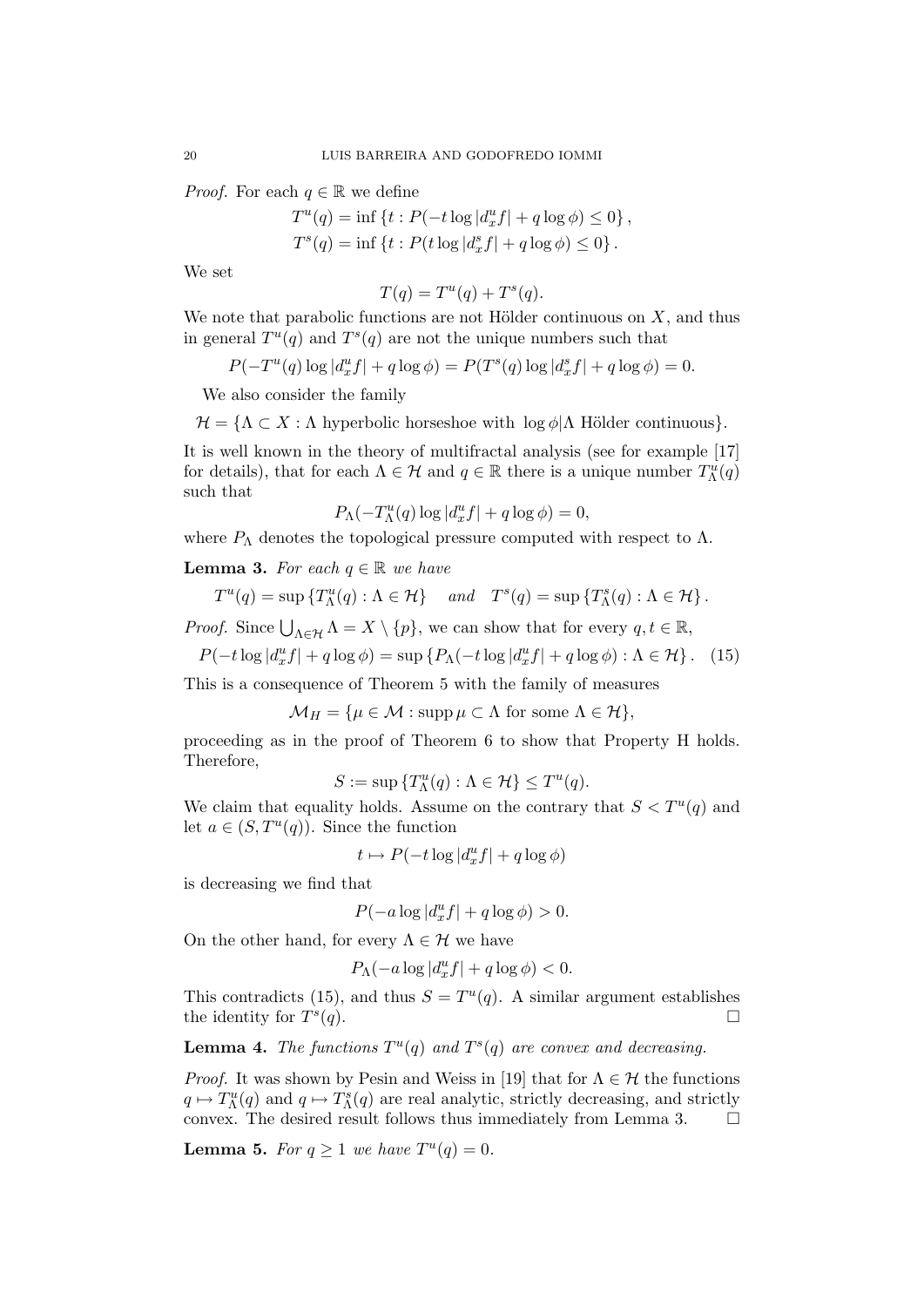*Proof.* For each $q \in \mathbb{R}$ we define

$$T^u(q) = \inf\{t : P(-t\log|d_x^u f| + q\log\phi) \le 0\},$$
$$T^s(q) = \inf\{t : P(t\log|d_x^s f| + q\log\phi) \le 0\}.$$

We set

$$T(q) = T^u(q) + T^s(q).$$

We note that parabolic functions are not Hölder continuous on $X$, and thus in general $T^u(q)$ and $T^s(q)$ are not the unique numbers such that

$$P(-T^u(q)\log|d_x^u f| + q\log\phi) = P(T^s(q)\log|d_x^s f| + q\log\phi) = 0.$$

We also consider the family

$$\mathcal{H} = \{\Lambda \subset X : \Lambda \text{ hyperbolic horseshoe with } \log\phi|\Lambda \text{ Hölder continuous}\}.$$

It is well known in the theory of multifractal analysis (see for example [17] for details), that for each $\Lambda \in \mathcal{H}$ and $q \in \mathbb{R}$ there is a unique number $T^u_\Lambda(q)$ such that

$$P_\Lambda(-T^u_\Lambda(q)\log|d_x^u f| + q\log\phi) = 0,$$

where $P_\Lambda$ denotes the topological pressure computed with respect to $\Lambda$.

**Lemma 3.** *For each $q \in \mathbb{R}$ we have*

$$T^u(q) = \sup\{T^u_\Lambda(q) : \Lambda \in \mathcal{H}\} \quad \text{and} \quad T^s(q) = \sup\{T^s_\Lambda(q) : \Lambda \in \mathcal{H}\}.$$

*Proof.* Since $\bigcup_{\Lambda\in\mathcal{H}}\Lambda = X \setminus \{p\}$, we can show that for every $q, t \in \mathbb{R}$,

$$P(-t\log|d_x^u f| + q\log\phi) = \sup\{P_\Lambda(-t\log|d_x^u f| + q\log\phi) : \Lambda \in \mathcal{H}\}. \quad (15)$$

This is a consequence of Theorem 5 with the family of measures

$$\mathcal{M}_H = \{\mu \in \mathcal{M} : \operatorname{supp}\mu \subset \Lambda \text{ for some } \Lambda \in \mathcal{H}\},$$

proceeding as in the proof of Theorem 6 to show that Property H holds. Therefore,

$$S := \sup\{T^u_\Lambda(q) : \Lambda \in \mathcal{H}\} \le T^u(q).$$

We claim that equality holds. Assume on the contrary that $S < T^u(q)$ and let $a \in (S, T^u(q))$. Since the function

$$t \mapsto P(-t\log|d_x^u f| + q\log\phi)$$

is decreasing we find that

$$P(-a\log|d_x^u f| + q\log\phi) > 0.$$

On the other hand, for every $\Lambda \in \mathcal{H}$ we have

$$P_\Lambda(-a\log|d_x^u f| + q\log\phi) < 0.$$

This contradicts (15), and thus $S = T^u(q)$. A similar argument establishes the identity for $T^s(q)$. □

**Lemma 4.** *The functions $T^u(q)$ and $T^s(q)$ are convex and decreasing.*

*Proof.* It was shown by Pesin and Weiss in [19] that for $\Lambda \in \mathcal{H}$ the functions $q \mapsto T^u_\Lambda(q)$ and $q \mapsto T^s_\Lambda(q)$ are real analytic, strictly decreasing, and strictly convex. The desired result follows thus immediately from Lemma 3. □

**Lemma 5.** *For $q \ge 1$ we have $T^u(q) = 0$.*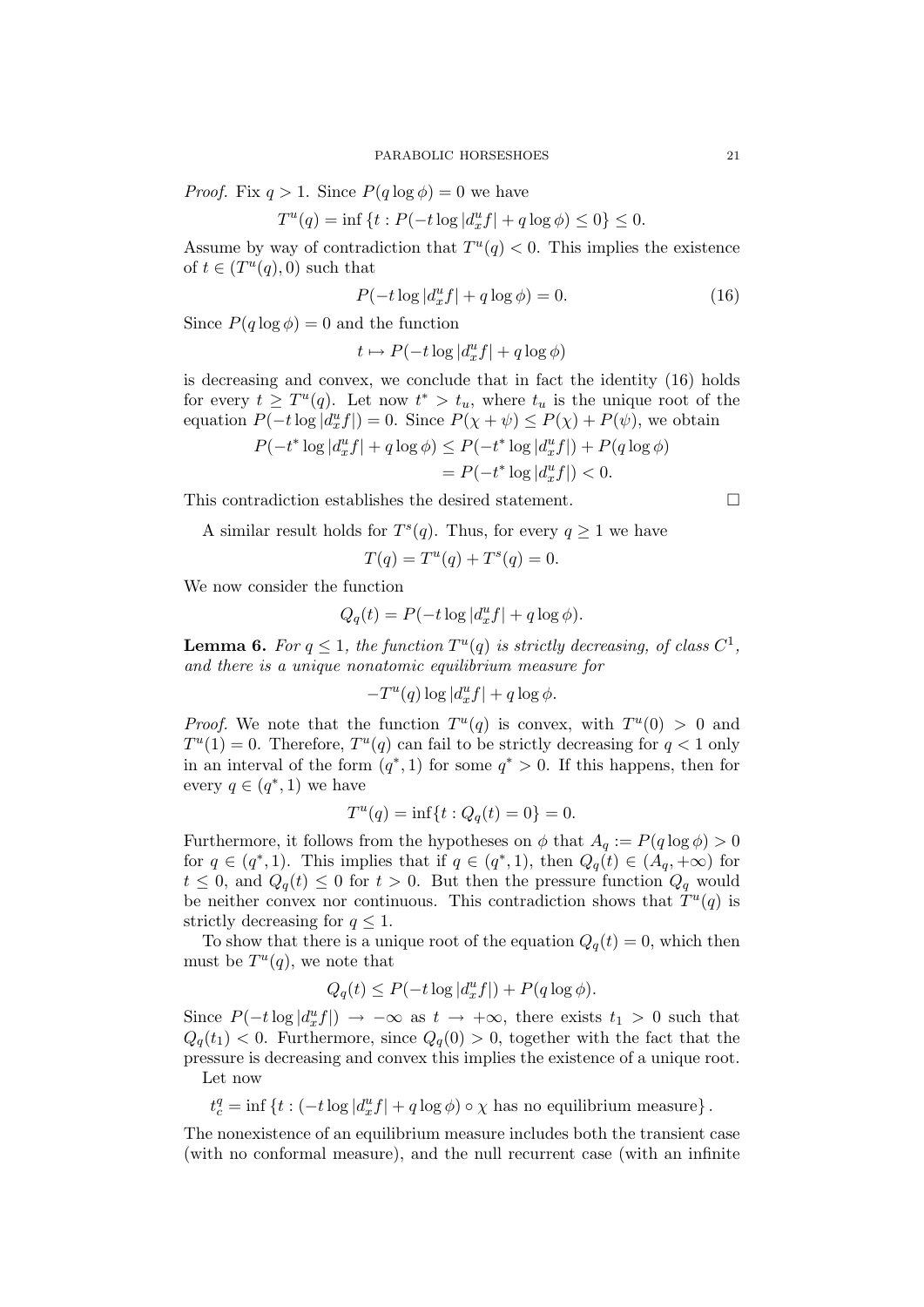*Proof.* Fix $q > 1$. Since $P(q\log\phi) = 0$ we have

$$T^u(q) = \inf\{t : P(-t\log|d_x^u f| + q\log\phi) \le 0\} \le 0.$$

Assume by way of contradiction that $T^u(q) < 0$. This implies the existence of $t \in (T^u(q), 0)$ such that

$$P(-t\log|d_x^u f| + q\log\phi) = 0. \tag{16}$$

Since $P(q\log\phi) = 0$ and the function

$$t \mapsto P(-t\log|d_x^u f| + q\log\phi)$$

is decreasing and convex, we conclude that in fact the identity (16) holds for every $t \ge T^u(q)$. Let now $t^* > t_u$, where $t_u$ is the unique root of the equation $P(-t\log|d_x^u f|) = 0$. Since $P(\chi + \psi) \le P(\chi) + P(\psi)$, we obtain

$$\begin{aligned} P(-t^*\log|d_x^u f| + q\log\phi) &\le P(-t^*\log|d_x^u f|) + P(q\log\phi) \\ &= P(-t^*\log|d_x^u f|) < 0. \end{aligned}$$

This contradiction establishes the desired statement. $\square$

A similar result holds for $T^s(q)$. Thus, for every $q \ge 1$ we have

$$T(q) = T^u(q) + T^s(q) = 0.$$

We now consider the function

$$Q_q(t) = P(-t\log|d_x^u f| + q\log\phi).$$

**Lemma 6.** *For $q \le 1$, the function $T^u(q)$ is strictly decreasing, of class $C^1$, and there is a unique nonatomic equilibrium measure for*

$$-T^u(q)\log|d_x^u f| + q\log\phi.$$

*Proof.* We note that the function $T^u(q)$ is convex, with $T^u(0) > 0$ and $T^u(1) = 0$. Therefore, $T^u(q)$ can fail to be strictly decreasing for $q < 1$ only in an interval of the form $(q^*, 1)$ for some $q^* > 0$. If this happens, then for every $q \in (q^*, 1)$ we have

$$T^u(q) = \inf\{t : Q_q(t) = 0\} = 0.$$

Furthermore, it follows from the hypotheses on $\phi$ that $A_q := P(q\log\phi) > 0$ for $q \in (q^*, 1)$. This implies that if $q \in (q^*, 1)$, then $Q_q(t) \in (A_q, +\infty)$ for $t \le 0$, and $Q_q(t) \le 0$ for $t > 0$. But then the pressure function $Q_q$ would be neither convex nor continuous. This contradiction shows that $T^u(q)$ is strictly decreasing for $q \le 1$.

To show that there is a unique root of the equation $Q_q(t) = 0$, which then must be $T^u(q)$, we note that

$$Q_q(t) \le P(-t\log|d_x^u f|) + P(q\log\phi).$$

Since $P(-t\log|d_x^u f|) \to -\infty$ as $t \to +\infty$, there exists $t_1 > 0$ such that $Q_q(t_1) < 0$. Furthermore, since $Q_q(0) > 0$, together with the fact that the pressure is decreasing and convex this implies the existence of a unique root.

Let now

$$t_c^q = \inf\{t : (-t\log|d_x^u f| + q\log\phi) \circ \chi \text{ has no equilibrium measure}\}.$$

The nonexistence of an equilibrium measure includes both the transient case (with no conformal measure), and the null recurrent case (with an infinite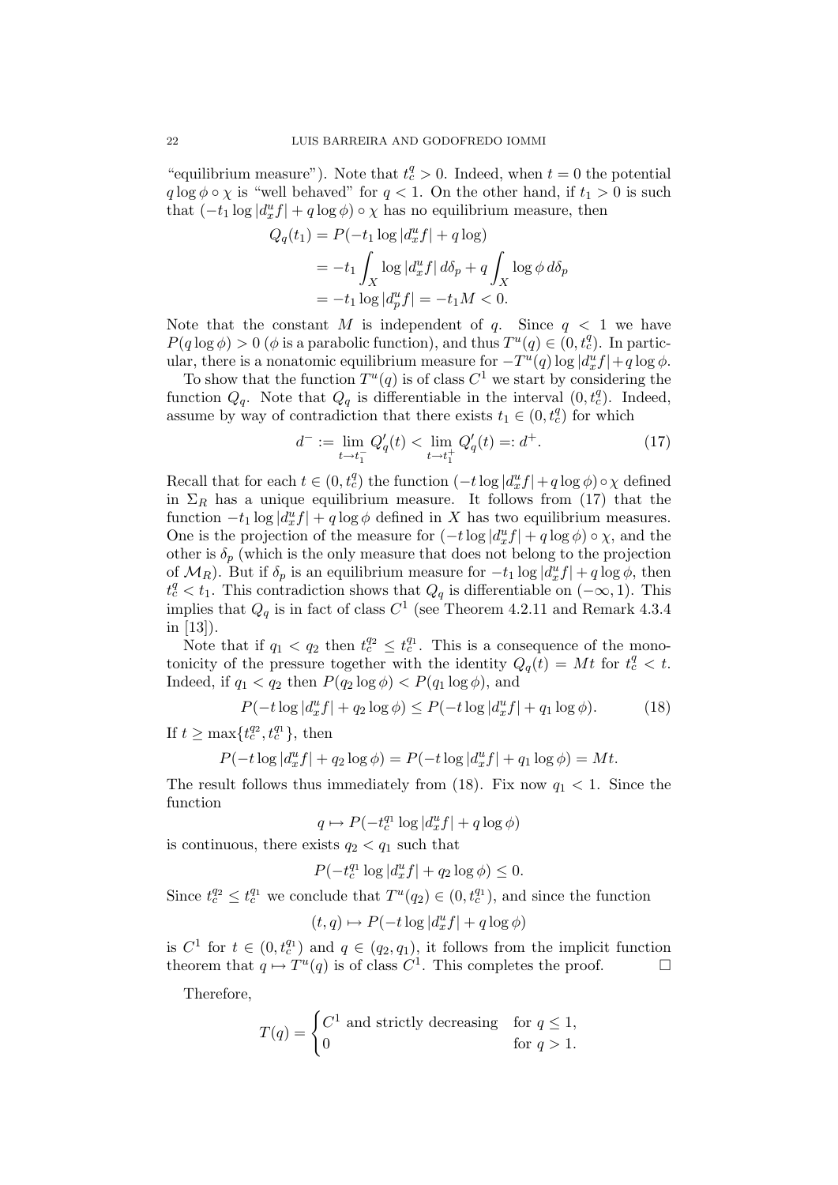"equilibrium measure"). Note that $t_c^q > 0$. Indeed, when $t = 0$ the potential $q \log \phi \circ \chi$ is "well behaved" for $q < 1$. On the other hand, if $t_1 > 0$ is such that $(-t_1 \log |d_x^u f| + q \log \phi) \circ \chi$ has no equilibrium measure, then

$$
\begin{aligned}
Q_q(t_1) &= P(-t_1 \log |d_x^u f| + q \log) \\
&= -t_1 \int_X \log |d_x^u f| \, d\delta_p + q \int_X \log \phi \, d\delta_p \\
&= -t_1 \log |d_p^u f| = -t_1 M < 0.
\end{aligned}
$$

Note that the constant $M$ is independent of $q$. Since $q < 1$ we have $P(q \log \phi) > 0$ ($\phi$ is a parabolic function), and thus $T^u(q) \in (0, t_c^q)$. In particular, there is a nonatomic equilibrium measure for $-T^u(q) \log |d_x^u f| + q \log \phi$.

To show that the function $T^u(q)$ is of class $C^1$ we start by considering the function $Q_q$. Note that $Q_q$ is differentiable in the interval $(0, t_c^q)$. Indeed, assume by way of contradiction that there exists $t_1 \in (0, t_c^q)$ for which

$$
d^- := \lim_{t \to t_1^-} Q_q'(t) < \lim_{t \to t_1^+} Q_q'(t) =: d^+. \tag{17}
$$

Recall that for each $t \in (0, t_c^q)$ the function $(-t \log |d_x^u f| + q \log \phi) \circ \chi$ defined in $\Sigma_R$ has a unique equilibrium measure. It follows from (17) that the function $-t_1 \log |d_x^u f| + q \log \phi$ defined in $X$ has two equilibrium measures. One is the projection of the measure for $(-t \log |d_x^u f| + q \log \phi) \circ \chi$, and the other is $\delta_p$ (which is the only measure that does not belong to the projection of $\mathcal{M}_R$). But if $\delta_p$ is an equilibrium measure for $-t_1 \log |d_x^u f| + q \log \phi$, then $t_c^q < t_1$. This contradiction shows that $Q_q$ is differentiable on $(-\infty, 1)$. This implies that $Q_q$ is in fact of class $C^1$ (see Theorem 4.2.11 and Remark 4.3.4 in [13]).

Note that if $q_1 < q_2$ then $t_c^{q_2} \leq t_c^{q_1}$. This is a consequence of the monotonicity of the pressure together with the identity $Q_q(t) = Mt$ for $t_c^q < t$. Indeed, if $q_1 < q_2$ then $P(q_2 \log \phi) < P(q_1 \log \phi)$, and

$$
P(-t \log |d_x^u f| + q_2 \log \phi) \leq P(-t \log |d_x^u f| + q_1 \log \phi). \tag{18}
$$

If $t \geq \max\{t_c^{q_2}, t_c^{q_1}\}$, then

$$
P(-t \log |d_x^u f| + q_2 \log \phi) = P(-t \log |d_x^u f| + q_1 \log \phi) = Mt.
$$

The result follows thus immediately from (18). Fix now $q_1 < 1$. Since the function

$$
q \mapsto P(-t_c^{q_1} \log |d_x^u f| + q \log \phi)
$$

is continuous, there exists $q_2 < q_1$ such that

$$
P(-t_c^{q_1} \log |d_x^u f| + q_2 \log \phi) \leq 0.
$$

Since $t_c^{q_2} \leq t_c^{q_1}$ we conclude that $T^u(q_2) \in (0, t_c^{q_1})$, and since the function

$$
(t, q) \mapsto P(-t \log |d_x^u f| + q \log \phi)
$$

is $C^1$ for $t \in (0, t_c^{q_1})$ and $q \in (q_2, q_1)$, it follows from the implicit function theorem that $q \mapsto T^u(q)$ is of class $C^1$. This completes the proof. $\square$

Therefore,

$$
T(q) = \begin{cases} C^1 \text{ and strictly decreasing} & \text{for } q \leq 1, \\ 0 & \text{for } q > 1. \end{cases}
$$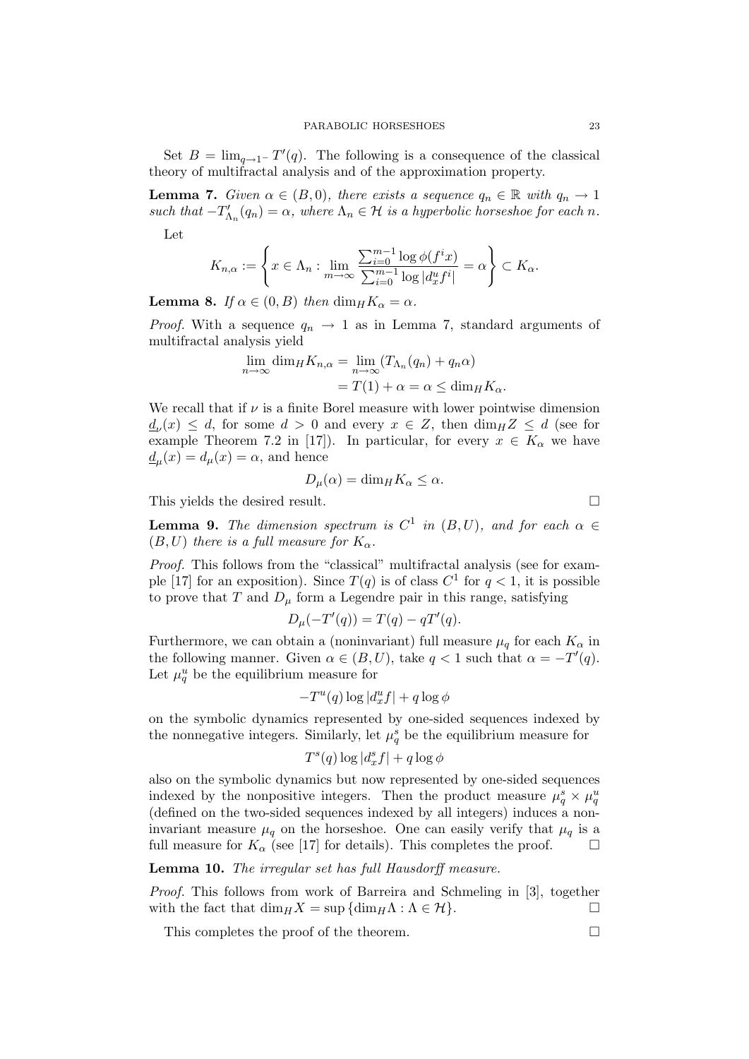Set $B = \lim_{q \to 1^-} T'(q)$. The following is a consequence of the classical theory of multifractal analysis and of the approximation property.

**Lemma 7.** *Given $\alpha \in (B, 0)$, there exists a sequence $q_n \in \mathbb{R}$ with $q_n \to 1$ such that $-T'_{\Lambda_n}(q_n) = \alpha$, where $\Lambda_n \in \mathcal{H}$ is a hyperbolic horseshoe for each $n$.*

Let

$$K_{n,\alpha} := \left\{ x \in \Lambda_n : \lim_{m \to \infty} \frac{\sum_{i=0}^{m-1} \log \phi(f^i x)}{\sum_{i=0}^{m-1} \log |d_x^u f^i|} = \alpha \right\} \subset K_\alpha.$$

**Lemma 8.** *If $\alpha \in (0, B)$ then $\dim_H K_\alpha = \alpha$.*

*Proof.* With a sequence $q_n \to 1$ as in Lemma 7, standard arguments of multifractal analysis yield

$$\begin{aligned} \lim_{n \to \infty} \dim_H K_{n,\alpha} &= \lim_{n \to \infty} (T_{\Lambda_n}(q_n) + q_n \alpha) \\ &= T(1) + \alpha = \alpha \leq \dim_H K_\alpha. \end{aligned}$$

We recall that if $\nu$ is a finite Borel measure with lower pointwise dimension $\underline{d}_\nu(x) \leq d$, for some $d > 0$ and every $x \in Z$, then $\dim_H Z \leq d$ (see for example Theorem 7.2 in [17]). In particular, for every $x \in K_\alpha$ we have $\underline{d}_\mu(x) = d_\mu(x) = \alpha$, and hence

$$D_\mu(\alpha) = \dim_H K_\alpha \leq \alpha.$$

This yields the desired result. □

**Lemma 9.** *The dimension spectrum is $C^1$ in $(B, U)$, and for each $\alpha \in (B, U)$ there is a full measure for $K_\alpha$.*

*Proof.* This follows from the "classical" multifractal analysis (see for example [17] for an exposition). Since $T(q)$ is of class $C^1$ for $q < 1$, it is possible to prove that $T$ and $D_\mu$ form a Legendre pair in this range, satisfying

$$D_\mu(-T'(q)) = T(q) - qT'(q).$$

Furthermore, we can obtain a (noninvariant) full measure $\mu_q$ for each $K_\alpha$ in the following manner. Given $\alpha \in (B, U)$, take $q < 1$ such that $\alpha = -T'(q)$. Let $\mu_q^u$ be the equilibrium measure for

$$-T^u(q) \log |d_x^u f| + q \log \phi$$

on the symbolic dynamics represented by one-sided sequences indexed by the nonnegative integers. Similarly, let $\mu_q^s$ be the equilibrium measure for

$$T^s(q) \log |d_x^s f| + q \log \phi$$

also on the symbolic dynamics but now represented by one-sided sequences indexed by the nonpositive integers. Then the product measure $\mu_q^s \times \mu_q^u$ (defined on the two-sided sequences indexed by all integers) induces a noninvariant measure $\mu_q$ on the horseshoe. One can easily verify that $\mu_q$ is a full measure for $K_\alpha$ (see [17] for details). This completes the proof. □

**Lemma 10.** *The irregular set has full Hausdorff measure.*

*Proof.* This follows from work of Barreira and Schmeling in [3], together with the fact that $\dim_H X = \sup \{\dim_H \Lambda : \Lambda \in \mathcal{H}\}$. □

This completes the proof of the theorem. □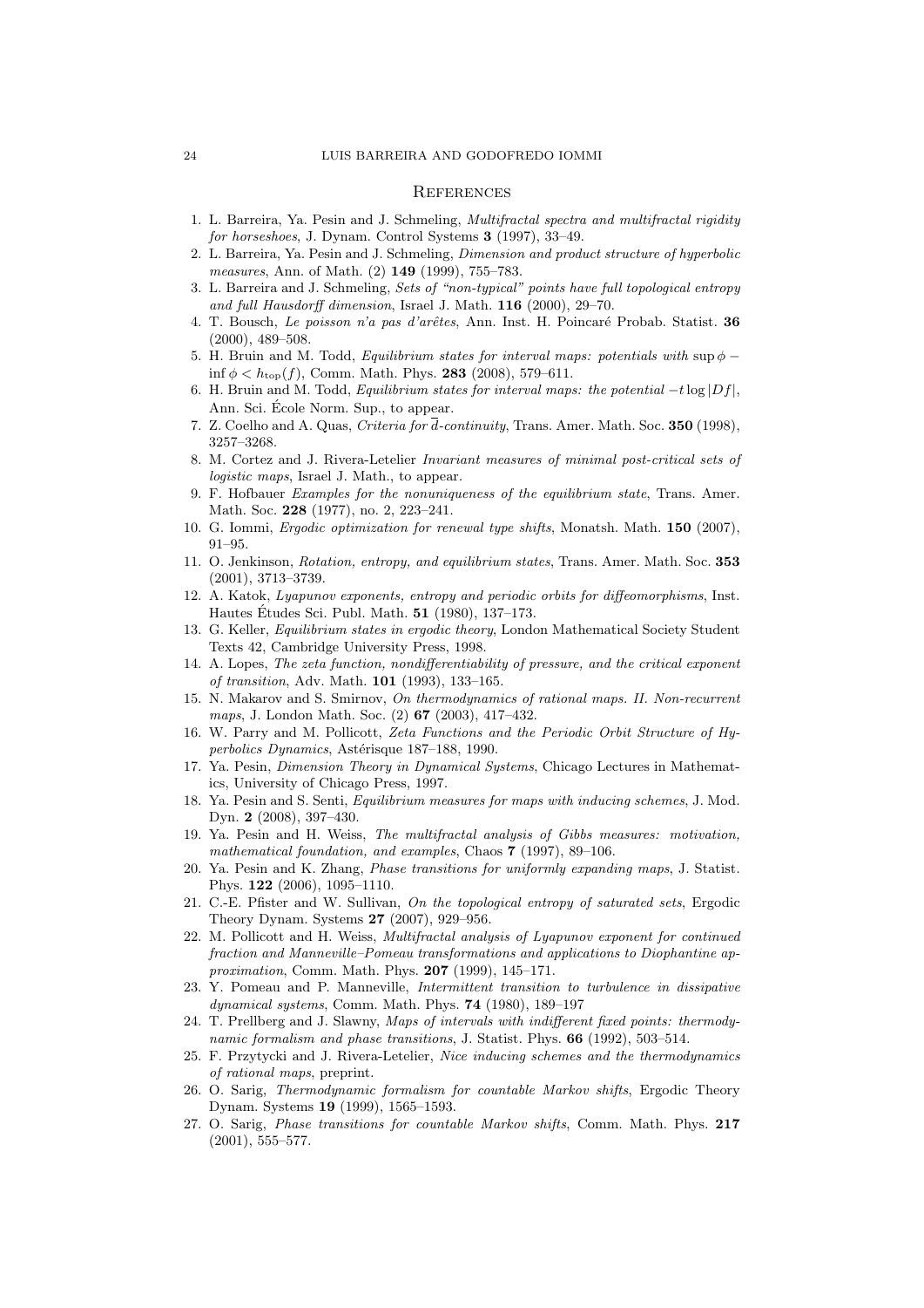# References

1. L. Barreira, Ya. Pesin and J. Schmeling, *Multifractal spectra and multifractal rigidity for horseshoes*, J. Dynam. Control Systems **3** (1997), 33–49.
2. L. Barreira, Ya. Pesin and J. Schmeling, *Dimension and product structure of hyperbolic measures*, Ann. of Math. (2) **149** (1999), 755–783.
3. L. Barreira and J. Schmeling, *Sets of "non-typical" points have full topological entropy and full Hausdorff dimension*, Israel J. Math. **116** (2000), 29–70.
4. T. Bousch, *Le poisson n'a pas d'arêtes*, Ann. Inst. H. Poincaré Probab. Statist. **36** (2000), 489–508.
5. H. Bruin and M. Todd, *Equilibrium states for interval maps: potentials with* $\sup \phi - \inf \phi < h_{\rm top}(f)$, Comm. Math. Phys. **283** (2008), 579–611.
6. H. Bruin and M. Todd, *Equilibrium states for interval maps: the potential* $-t \log |Df|$, Ann. Sci. École Norm. Sup., to appear.
7. Z. Coelho and A. Quas, *Criteria for* $\overline{d}$*-continuity*, Trans. Amer. Math. Soc. **350** (1998), 3257–3268.
8. M. Cortez and J. Rivera-Letelier *Invariant measures of minimal post-critical sets of logistic maps*, Israel J. Math., to appear.
9. F. Hofbauer *Examples for the nonuniqueness of the equilibrium state*, Trans. Amer. Math. Soc. **228** (1977), no. 2, 223–241.
10. G. Iommi, *Ergodic optimization for renewal type shifts*, Monatsh. Math. **150** (2007), 91–95.
11. O. Jenkinson, *Rotation, entropy, and equilibrium states*, Trans. Amer. Math. Soc. **353** (2001), 3713–3739.
12. A. Katok, *Lyapunov exponents, entropy and periodic orbits for diffeomorphisms*, Inst. Hautes Études Sci. Publ. Math. **51** (1980), 137–173.
13. G. Keller, *Equilibrium states in ergodic theory*, London Mathematical Society Student Texts 42, Cambridge University Press, 1998.
14. A. Lopes, *The zeta function, nondifferentiability of pressure, and the critical exponent of transition*, Adv. Math. **101** (1993), 133–165.
15. N. Makarov and S. Smirnov, *On thermodynamics of rational maps. II. Non-recurrent maps*, J. London Math. Soc. (2) **67** (2003), 417–432.
16. W. Parry and M. Pollicott, *Zeta Functions and the Periodic Orbit Structure of Hyperbolics Dynamics*, Astérisque 187–188, 1990.
17. Ya. Pesin, *Dimension Theory in Dynamical Systems*, Chicago Lectures in Mathematics, University of Chicago Press, 1997.
18. Ya. Pesin and S. Senti, *Equilibrium measures for maps with inducing schemes*, J. Mod. Dyn. **2** (2008), 397–430.
19. Ya. Pesin and H. Weiss, *The multifractal analysis of Gibbs measures: motivation, mathematical foundation, and examples*, Chaos **7** (1997), 89–106.
20. Ya. Pesin and K. Zhang, *Phase transitions for uniformly expanding maps*, J. Statist. Phys. **122** (2006), 1095–1110.
21. C.-E. Pfister and W. Sullivan, *On the topological entropy of saturated sets*, Ergodic Theory Dynam. Systems **27** (2007), 929–956.
22. M. Pollicott and H. Weiss, *Multifractal analysis of Lyapunov exponent for continued fraction and Manneville–Pomeau transformations and applications to Diophantine approximation*, Comm. Math. Phys. **207** (1999), 145–171.
23. Y. Pomeau and P. Manneville, *Intermittent transition to turbulence in dissipative dynamical systems*, Comm. Math. Phys. **74** (1980), 189–197
24. T. Prellberg and J. Slawny, *Maps of intervals with indifferent fixed points: thermodynamic formalism and phase transitions*, J. Statist. Phys. **66** (1992), 503–514.
25. F. Przytycki and J. Rivera-Letelier, *Nice inducing schemes and the thermodynamics of rational maps*, preprint.
26. O. Sarig, *Thermodynamic formalism for countable Markov shifts*, Ergodic Theory Dynam. Systems **19** (1999), 1565–1593.
27. O. Sarig, *Phase transitions for countable Markov shifts*, Comm. Math. Phys. **217** (2001), 555–577.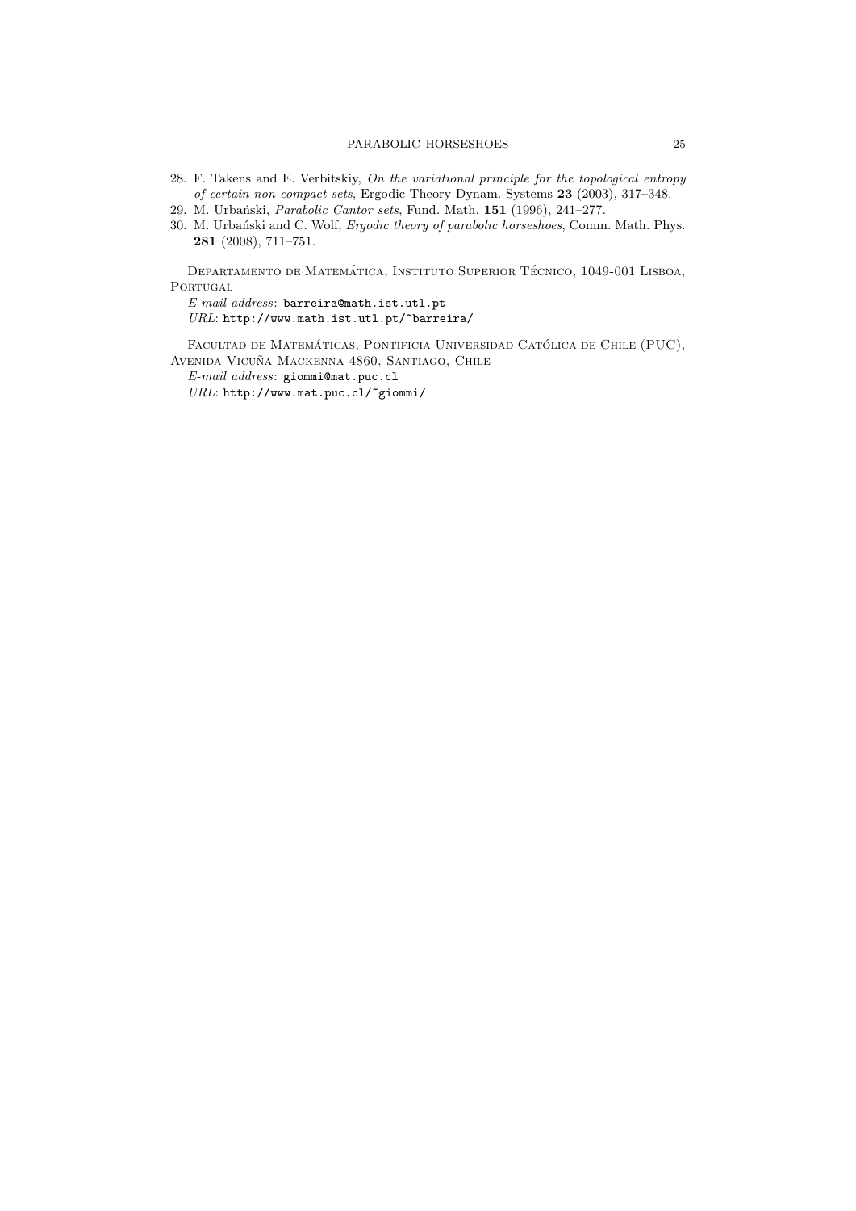28. F. Takens and E. Verbitskiy, *On the variational principle for the topological entropy of certain non-compact sets*, Ergodic Theory Dynam. Systems **23** (2003), 317–348.
29. M. Urbański, *Parabolic Cantor sets*, Fund. Math. **151** (1996), 241–277.
30. M. Urbański and C. Wolf, *Ergodic theory of parabolic horseshoes*, Comm. Math. Phys. **281** (2008), 711–751.

Departamento de Matemática, Instituto Superior Técnico, 1049-001 Lisboa, Portugal

*E-mail address*: barreira@math.ist.utl.pt
*URL*: http://www.math.ist.utl.pt/~barreira/

Facultad de Matemáticas, Pontificia Universidad Católica de Chile (PUC), Avenida Vicuña Mackenna 4860, Santiago, Chile

*E-mail address*: giommi@mat.puc.cl
*URL*: http://www.mat.puc.cl/~giommi/